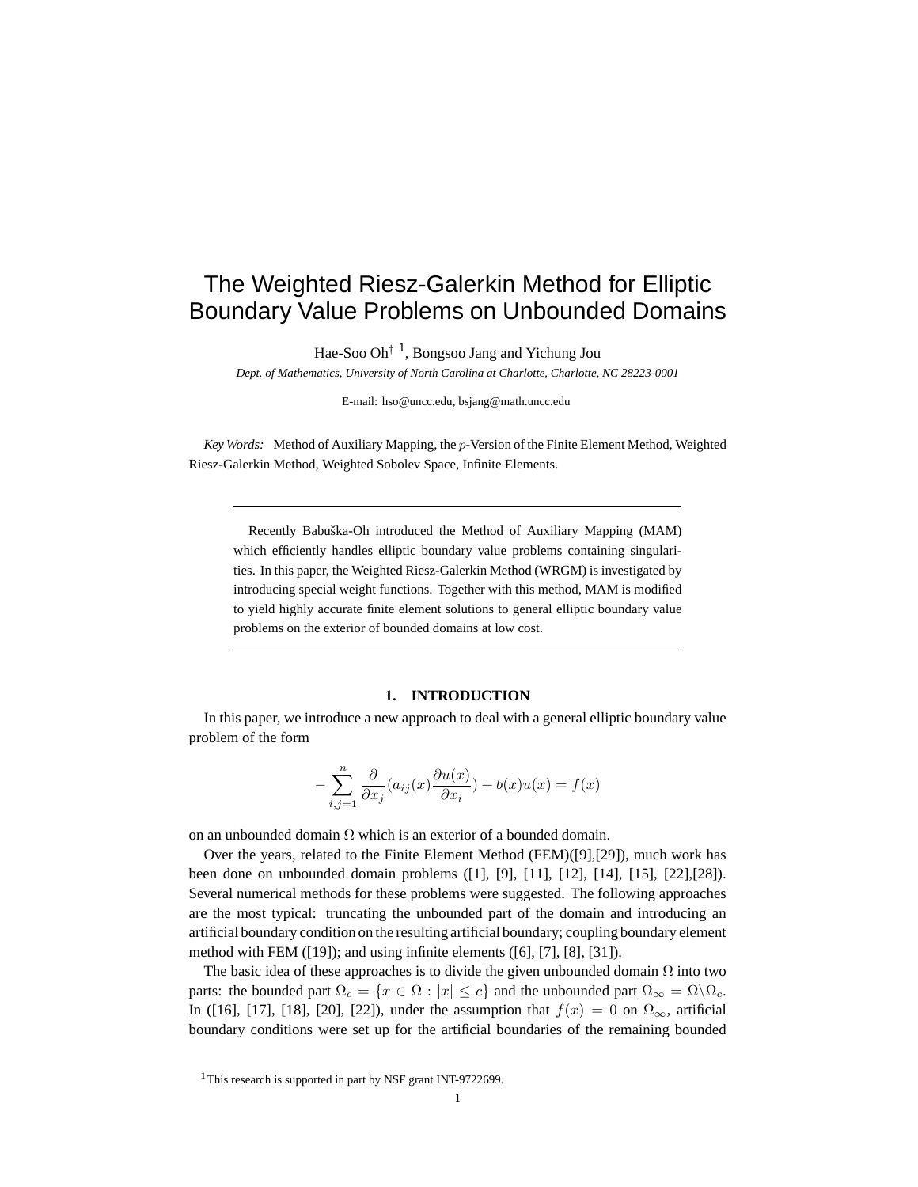# The Weighted Riesz-Galerkin Method for Elliptic Boundary Value Problems on Unbounded Domains

Hae-Soo Oh† [1], Bongsoo Jang and Yichung Jou

*Dept. of Mathematics, University of North Carolina at Charlotte, Charlotte, NC 28223-0001*

E-mail: hso@uncc.edu, bsjang@math.uncc.edu

*Key Words:* Method of Auxiliary Mapping, the $p$-Version of the Finite Element Method, Weighted Riesz-Galerkin Method, Weighted Sobolev Space, Infinite Elements.

---

Recently Babuška-Oh introduced the Method of Auxiliary Mapping (MAM) which efficiently handles elliptic boundary value problems containing singularities. In this paper, the Weighted Riesz-Galerkin Method (WRGM) is investigated by introducing special weight functions. Together with this method, MAM is modified to yield highly accurate finite element solutions to general elliptic boundary value problems on the exterior of bounded domains at low cost.

---

## 1. INTRODUCTION

In this paper, we introduce a new approach to deal with a general elliptic boundary value problem of the form

$$-\sum_{i,j=1}^{n} \frac{\partial}{\partial x_j}(a_{ij}(x)\frac{\partial u(x)}{\partial x_i}) + b(x)u(x) = f(x)$$

on an unbounded domain $\Omega$ which is an exterior of a bounded domain.

Over the years, related to the Finite Element Method (FEM)([9],[29]), much work has been done on unbounded domain problems ([1], [9], [11], [12], [14], [15], [22],[28]). Several numerical methods for these problems were suggested. The following approaches are the most typical: truncating the unbounded part of the domain and introducing an artificial boundary condition on the resulting artificial boundary; coupling boundary element method with FEM ([19]); and using infinite elements ([6], [7], [8], [31]).

The basic idea of these approaches is to divide the given unbounded domain $\Omega$ into two parts: the bounded part $\Omega_c = \{x \in \Omega : |x| \leq c\}$ and the unbounded part $\Omega_\infty = \Omega \backslash \Omega_c$. In ([16], [17], [18], [20], [22]), under the assumption that $f(x) = 0$ on $\Omega_\infty$, artificial boundary conditions were set up for the artificial boundaries of the remaining bounded

[1] This research is supported in part by NSF grant INT-9722699.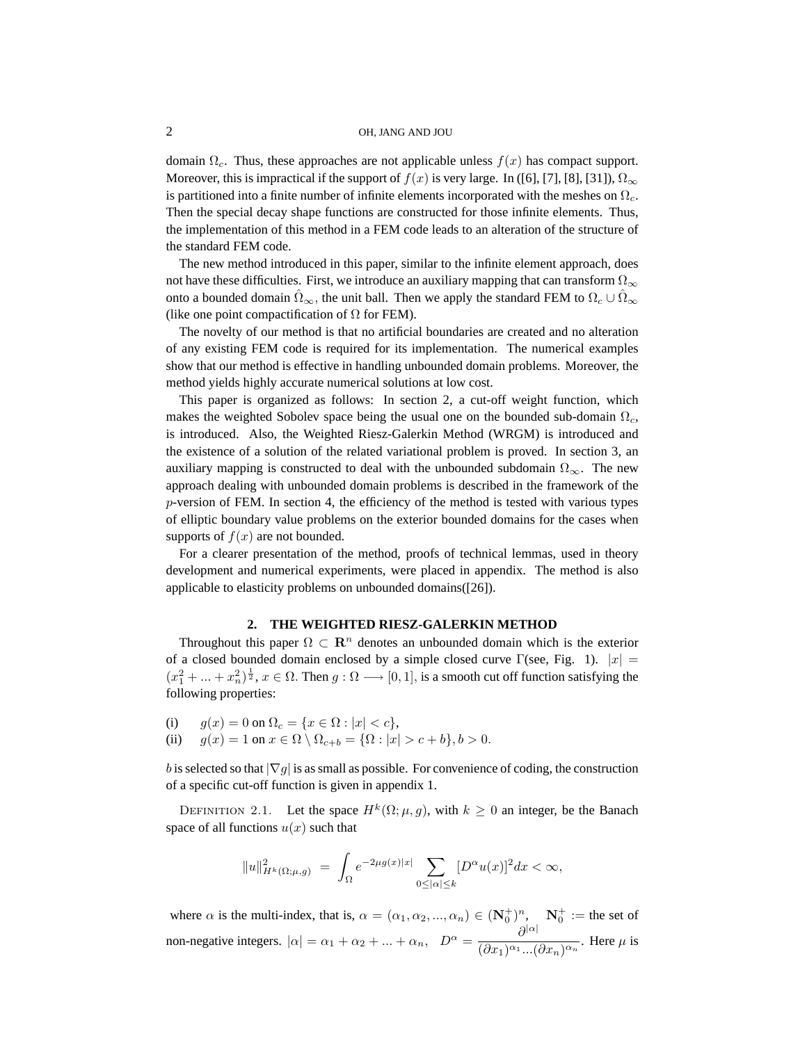domain $\Omega_c$. Thus, these approaches are not applicable unless $f(x)$ has compact support. Moreover, this is impractical if the support of $f(x)$ is very large. In ([6], [7], [8], [31]), $\Omega_\infty$ is partitioned into a finite number of infinite elements incorporated with the meshes on $\Omega_c$. Then the special decay shape functions are constructed for those infinite elements. Thus, the implementation of this method in a FEM code leads to an alteration of the structure of the standard FEM code.

The new method introduced in this paper, similar to the infinite element approach, does not have these difficulties. First, we introduce an auxiliary mapping that can transform $\Omega_\infty$ onto a bounded domain $\hat{\Omega}_\infty$, the unit ball. Then we apply the standard FEM to $\Omega_c \cup \hat{\Omega}_\infty$ (like one point compactification of $\Omega$ for FEM).

The novelty of our method is that no artificial boundaries are created and no alteration of any existing FEM code is required for its implementation. The numerical examples show that our method is effective in handling unbounded domain problems. Moreover, the method yields highly accurate numerical solutions at low cost.

This paper is organized as follows: In section 2, a cut-off weight function, which makes the weighted Sobolev space being the usual one on the bounded sub-domain $\Omega_c$, is introduced. Also, the Weighted Riesz-Galerkin Method (WRGM) is introduced and the existence of a solution of the related variational problem is proved. In section 3, an auxiliary mapping is constructed to deal with the unbounded subdomain $\Omega_\infty$. The new approach dealing with unbounded domain problems is described in the framework of the $p$-version of FEM. In section 4, the efficiency of the method is tested with various types of elliptic boundary value problems on the exterior bounded domains for the cases when supports of $f(x)$ are not bounded.

For a clearer presentation of the method, proofs of technical lemmas, used in theory development and numerical experiments, were placed in appendix. The method is also applicable to elasticity problems on unbounded domains([26]).

## 2. THE WEIGHTED RIESZ-GALERKIN METHOD

Throughout this paper $\Omega \subset \mathbf{R}^n$ denotes an unbounded domain which is the exterior of a closed bounded domain enclosed by a simple closed curve $\Gamma$(see, Fig. 1). $|x| = (x_1^2 + ... + x_n^2)^{\frac{1}{2}}$, $x \in \Omega$. Then $g : \Omega \longrightarrow [0,1]$, is a smooth cut off function satisfying the following properties:

(i) $g(x) = 0$ on $\Omega_c = \{x \in \Omega : |x| < c\}$,
(ii) $g(x) = 1$ on $x \in \Omega \setminus \Omega_{c+b} = \{\Omega : |x| > c + b\}, b > 0$.

$b$ is selected so that $|\nabla g|$ is as small as possible. For convenience of coding, the construction of a specific cut-off function is given in appendix 1.

DEFINITION 2.1. Let the space $H^k(\Omega;\mu,g)$, with $k \geq 0$ an integer, be the Banach space of all functions $u(x)$ such that

$$\|u\|^2_{H^k(\Omega;\mu,g)} = \int_\Omega e^{-2\mu g(x)|x|} \sum_{0\leq|\alpha|\leq k} [D^\alpha u(x)]^2 dx < \infty,$$

where $\alpha$ is the multi-index, that is, $\alpha = (\alpha_1, \alpha_2, ..., \alpha_n) \in (\mathbf{N}_0^+)^n$, $\mathbf{N}_0^+ :=$ the set of non-negative integers. $|\alpha| = \alpha_1 + \alpha_2 + ... + \alpha_n$, $D^\alpha = \dfrac{\partial^{|\alpha|}}{(\partial x_1)^{\alpha_1}...(\partial x_n)^{\alpha_n}}$. Here $\mu$ is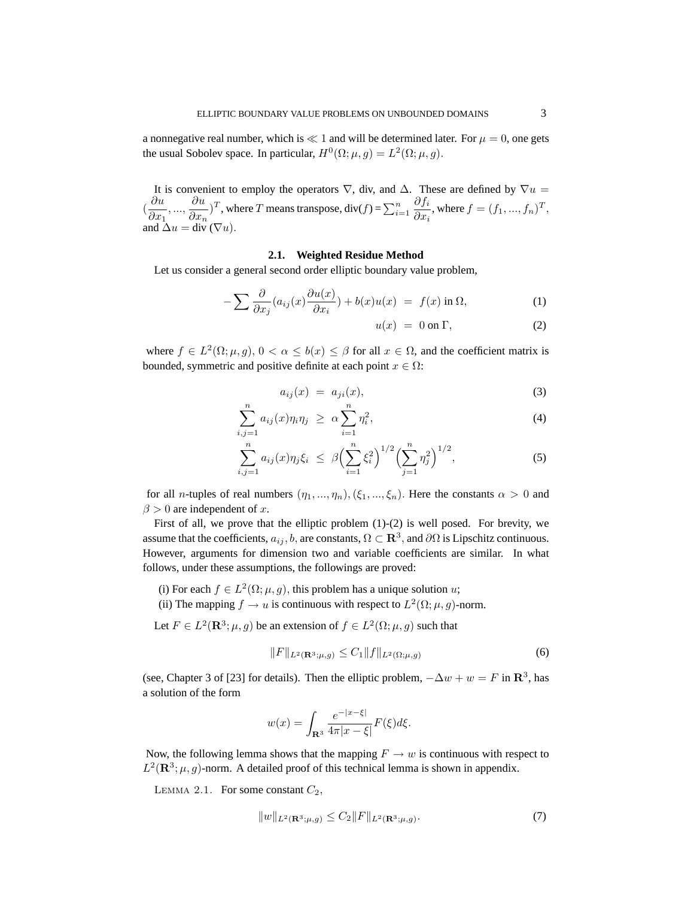a nonnegative real number, which is $\ll 1$ and will be determined later. For $\mu = 0$, one gets the usual Sobolev space. In particular, $H^0(\Omega; \mu, g) = L^2(\Omega; \mu, g)$.

It is convenient to employ the operators $\nabla$, div, and $\Delta$. These are defined by $\nabla u = (\frac{\partial u}{\partial x_1}, ..., \frac{\partial u}{\partial x_n})^T$, where $T$ means transpose, div($f$) = $\sum_{i=1}^n \frac{\partial f_i}{\partial x_i}$, where $f = (f_1, ..., f_n)^T$, and $\Delta u = \text{div}\,(\nabla u)$.

### 2.1. Weighted Residue Method

Let us consider a general second order elliptic boundary value problem,

$$-\sum \frac{\partial}{\partial x_j}(a_{ij}(x)\frac{\partial u(x)}{\partial x_i}) + b(x)u(x) = f(x) \text{ in } \Omega, \tag{1}$$

$$u(x) = 0 \text{ on } \Gamma, \tag{2}$$

where $f \in L^2(\Omega; \mu, g)$, $0 < \alpha \leq b(x) \leq \beta$ for all $x \in \Omega$, and the coefficient matrix is bounded, symmetric and positive definite at each point $x \in \Omega$:

$$a_{ij}(x) = a_{ji}(x), \tag{3}$$

$$\sum_{i,j=1}^{n} a_{ij}(x)\eta_i\eta_j \geq \alpha \sum_{i=1}^{n} \eta_i^2, \tag{4}$$

$$\sum_{i,j=1}^{n} a_{ij}(x)\eta_j\xi_i \leq \beta\Big(\sum_{i=1}^{n} \xi_i^2\Big)^{1/2}\Big(\sum_{j=1}^{n} \eta_j^2\Big)^{1/2}, \tag{5}$$

for all $n$-tuples of real numbers $(\eta_1, ..., \eta_n), (\xi_1, ..., \xi_n)$. Here the constants $\alpha > 0$ and $\beta > 0$ are independent of $x$.

First of all, we prove that the elliptic problem (1)-(2) is well posed. For brevity, we assume that the coefficients, $a_{ij}, b$, are constants, $\Omega \subset \mathbf{R}^3$, and $\partial\Omega$ is Lipschitz continuous. However, arguments for dimension two and variable coefficients are similar. In what follows, under these assumptions, the followings are proved:

(i) For each $f \in L^2(\Omega; \mu, g)$, this problem has a unique solution $u$;

(ii) The mapping $f \to u$ is continuous with respect to $L^2(\Omega; \mu, g)$-norm.

Let $F \in L^2(\mathbf{R}^3; \mu, g)$ be an extension of $f \in L^2(\Omega; \mu, g)$ such that

$$\|F\|_{L^2(\mathbf{R}^3;\mu,g)} \leq C_1\|f\|_{L^2(\Omega;\mu,g)} \tag{6}$$

(see, Chapter 3 of [23] for details). Then the elliptic problem, $-\Delta w + w = F$ in $\mathbf{R}^3$, has a solution of the form

$$w(x) = \int_{\mathbf{R}^3} \frac{e^{-|x-\xi|}}{4\pi|x-\xi|}F(\xi)d\xi.$$

Now, the following lemma shows that the mapping $F \to w$ is continuous with respect to $L^2(\mathbf{R}^3; \mu, g)$-norm. A detailed proof of this technical lemma is shown in appendix.

LEMMA 2.1. For some constant $C_2$,

$$\|w\|_{L^2(\mathbf{R}^3;\mu,g)} \leq C_2\|F\|_{L^2(\mathbf{R}^3;\mu,g)}. \tag{7}$$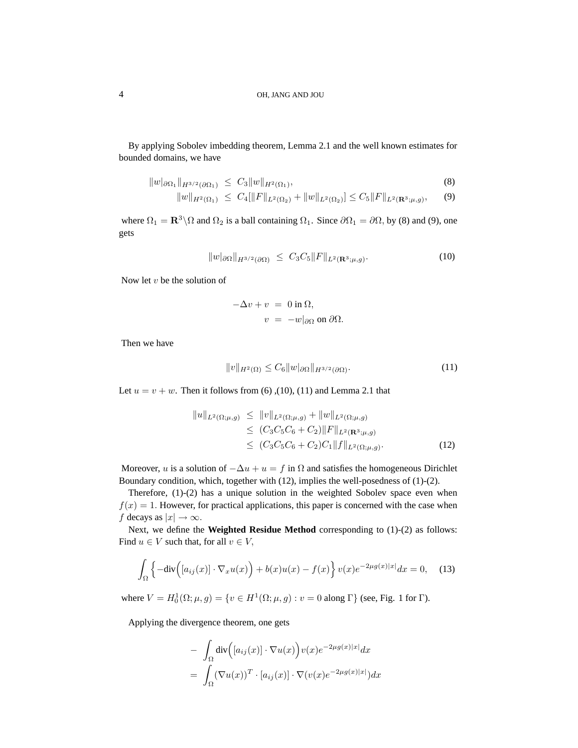By applying Sobolev imbedding theorem, Lemma 2.1 and the well known estimates for bounded domains, we have

$$
\begin{aligned}
\|w|_{\partial\Omega_1}\|_{H^{3/2}(\partial\Omega_1)} &\leq C_3\|w\|_{H^2(\Omega_1)}, & (8)\\
\|w\|_{H^2(\Omega_1)} &\leq C_4[\|F\|_{L^2(\Omega_2)} + \|w\|_{L^2(\Omega_2)}] \leq C_5\|F\|_{L^2(\mathbf{R}^3;\mu,g)}, & (9)
\end{aligned}
$$

where $\Omega_1 = \mathbf{R}^3\backslash\Omega$ and $\Omega_2$ is a ball containing $\Omega_1$. Since $\partial\Omega_1 = \partial\Omega$, by (8) and (9), one gets

$$
\|w|_{\partial\Omega}\|_{H^{3/2}(\partial\Omega)} \leq C_3C_5\|F\|_{L^2(\mathbf{R}^3;\mu,g)}. \tag{10}
$$

Now let $v$ be the solution of

$$
\begin{aligned}
-\Delta v + v &= 0 \text{ in } \Omega,\\
v &= -w|_{\partial\Omega} \text{ on } \partial\Omega.
\end{aligned}
$$

Then we have

$$
\|v\|_{H^2(\Omega)} \leq C_6\|w|_{\partial\Omega}\|_{H^{3/2}(\partial\Omega)}. \tag{11}
$$

Let $u = v + w$. Then it follows from (6) ,(10), (11) and Lemma 2.1 that

$$
\begin{aligned}
\|u\|_{L^2(\Omega;\mu,g)} &\leq \|v\|_{L^2(\Omega;\mu,g)} + \|w\|_{L^2(\Omega;\mu,g)}\\
&\leq (C_3C_5C_6 + C_2)\|F\|_{L^2(\mathbf{R}^3;\mu,g)}\\
&\leq (C_3C_5C_6 + C_2)C_1\|f\|_{L^2(\Omega;\mu,g)}. \qquad (12)
\end{aligned}
$$

Moreover, $u$ is a solution of $-\Delta u + u = f$ in $\Omega$ and satisfies the homogeneous Dirichlet Boundary condition, which, together with (12), implies the well-posedness of (1)-(2).

Therefore, (1)-(2) has a unique solution in the weighted Sobolev space even when $f(x) = 1$. However, for practical applications, this paper is concerned with the case when $f$ decays as $|x| \to \infty$.

Next, we define the **Weighted Residue Method** corresponding to (1)-(2) as follows: Find $u \in V$ such that, for all $v \in V$,

$$
\int_\Omega \Big\{-\text{div}\Big([a_{ij}(x)]\cdot\nabla_x u(x)\Big) + b(x)u(x) - f(x)\Big\}\, v(x)e^{-2\mu g(x)|x|}dx = 0, \tag{13}
$$

where $V = H_0^1(\Omega;\mu,g) = \{v \in H^1(\Omega;\mu,g) : v = 0 \text{ along } \Gamma\}$ (see, Fig. 1 for $\Gamma$).

Applying the divergence theorem, one gets

$$
\begin{aligned}
&- \int_\Omega \text{div}\Big([a_{ij}(x)]\cdot\nabla u(x)\Big)v(x)e^{-2\mu g(x)|x|}dx\\
&= \int_\Omega (\nabla u(x))^T\cdot[a_{ij}(x)]\cdot\nabla(v(x)e^{-2\mu g(x)|x|})dx
\end{aligned}
$$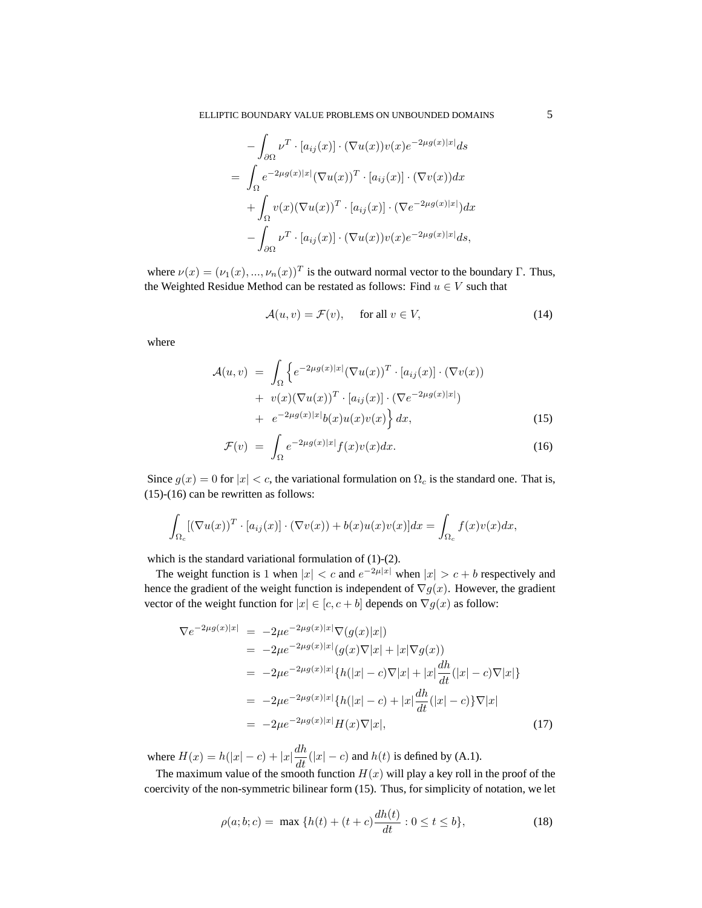$$
\begin{aligned}
& -\int_{\partial\Omega} \nu^T \cdot [a_{ij}(x)] \cdot (\nabla u(x)) v(x) e^{-2\mu g(x)|x|} ds \\
= & \int_{\Omega} e^{-2\mu g(x)|x|} (\nabla u(x))^T \cdot [a_{ij}(x)] \cdot (\nabla v(x)) dx \\
& + \int_{\Omega} v(x) (\nabla u(x))^T \cdot [a_{ij}(x)] \cdot (\nabla e^{-2\mu g(x)|x|}) dx \\
& - \int_{\partial\Omega} \nu^T \cdot [a_{ij}(x)] \cdot (\nabla u(x)) v(x) e^{-2\mu g(x)|x|} ds,
\end{aligned}
$$

where $\nu(x) = (\nu_1(x), ..., \nu_n(x))^T$ is the outward normal vector to the boundary $\Gamma$. Thus, the Weighted Residue Method can be restated as follows: Find $u \in V$ such that

$$
\mathcal{A}(u, v) = \mathcal{F}(v), \quad \text{for all } v \in V, \tag{14}
$$

where

$$
\begin{aligned}
\mathcal{A}(u, v) &= \int_{\Omega} \Big\{ e^{-2\mu g(x)|x|} (\nabla u(x))^T \cdot [a_{ij}(x)] \cdot (\nabla v(x)) \\
&\quad + v(x) (\nabla u(x))^T \cdot [a_{ij}(x)] \cdot (\nabla e^{-2\mu g(x)|x|}) \\
&\quad + e^{-2\mu g(x)|x|} b(x) u(x) v(x) \Big\} dx, \qquad (15) \\
\mathcal{F}(v) &= \int_{\Omega} e^{-2\mu g(x)|x|} f(x) v(x) dx. \qquad (16)
\end{aligned}
$$

Since $g(x) = 0$ for $|x| < c$, the variational formulation on $\Omega_c$ is the standard one. That is, (15)-(16) can be rewritten as follows:

$$
\int_{\Omega_c} [(\nabla u(x))^T \cdot [a_{ij}(x)] \cdot (\nabla v(x)) + b(x) u(x) v(x)] dx = \int_{\Omega_c} f(x) v(x) dx,
$$

which is the standard variational formulation of (1)-(2).

The weight function is 1 when $|x| < c$ and $e^{-2\mu|x|}$ when $|x| > c + b$ respectively and hence the gradient of the weight function is independent of $\nabla g(x)$. However, the gradient vector of the weight function for $|x| \in [c, c+b]$ depends on $\nabla g(x)$ as follow:

$$
\begin{aligned}
\nabla e^{-2\mu g(x)|x|} &= -2\mu e^{-2\mu g(x)|x|} \nabla(g(x)|x|) \\
&= -2\mu e^{-2\mu g(x)|x|} (g(x) \nabla|x| + |x| \nabla g(x)) \\
&= -2\mu e^{-2\mu g(x)|x|} \{ h(|x| - c) \nabla|x| + |x| \frac{dh}{dt}(|x| - c) \nabla|x| \} \\
&= -2\mu e^{-2\mu g(x)|x|} \{ h(|x| - c) + |x| \frac{dh}{dt}(|x| - c) \} \nabla|x| \\
&= -2\mu e^{-2\mu g(x)|x|} H(x) \nabla|x|, \qquad (17)
\end{aligned}
$$

where $H(x) = h(|x| - c) + |x| \dfrac{dh}{dt}(|x| - c)$ and $h(t)$ is defined by (A.1).

The maximum value of the smooth function $H(x)$ will play a key roll in the proof of the coercivity of the non-symmetric bilinear form (15). Thus, for simplicity of notation, we let

$$
\rho(a; b; c) = \max \{ h(t) + (t + c) \frac{dh(t)}{dt} : 0 \leq t \leq b \}, \tag{18}
$$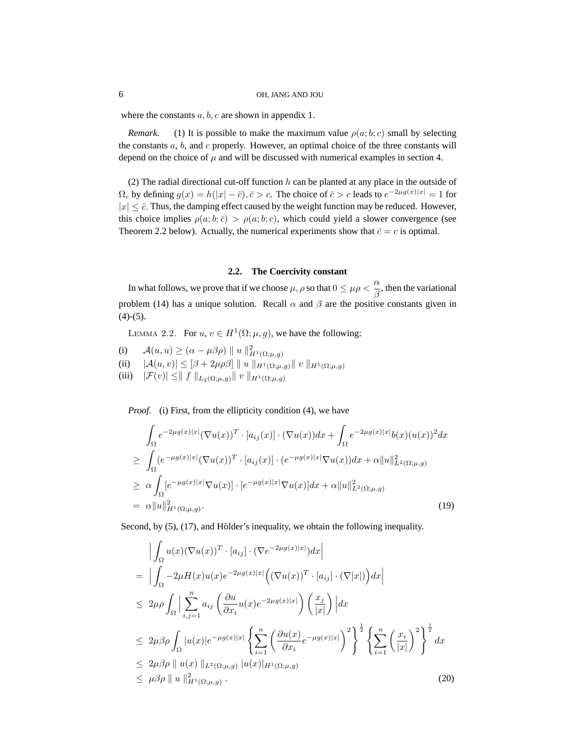where the constants $a, b, c$ are shown in appendix 1.

*Remark.* (1) It is possible to make the maximum value $\rho(a;b;c)$ small by selecting the constants $a$, $b$, and $c$ properly. However, an optimal choice of the three constants will depend on the choice of $\mu$ and will be discussed with numerical examples in section 4.

(2) The radial directional cut-off function $h$ can be planted at any place in the outside of $\Omega_c$ by defining $g(x) = h(|x| - \bar{c}), \bar{c} > c$. The choice of $\bar{c} > c$ leads to $e^{-2\mu g(x)|x|} = 1$ for $|x| \leq \bar{c}$. Thus, the damping effect caused by the weight function may be reduced. However, this choice implies $\rho(a;b;\bar{c}) > \rho(a;b;c)$, which could yield a slower convergence (see Theorem 2.2 below). Actually, the numerical experiments show that $\bar{c} = c$ is optimal.

## 2.2. The Coercivity constant

In what follows, we prove that if we choose $\mu, \rho$ so that $0 \leq \mu\rho < \dfrac{\alpha}{\beta}$, then the variational problem (14) has a unique solution. Recall $\alpha$ and $\beta$ are the positive constants given in (4)-(5).

LEMMA 2.2. For $u, v \in H^1(\Omega; \mu, g)$, we have the following:

(i) $\mathcal{A}(u,u) \geq (\alpha - \mu\beta\rho) \parallel u \parallel^2_{H^1(\Omega;\mu,g)}$

(ii) $|\mathcal{A}(u,v)| \leq [\beta + 2\mu\rho\beta] \parallel u \parallel_{H^1(\Omega;\mu,g)} \parallel v \parallel_{H^1(\Omega;\mu,g)}$

(iii) $|\mathcal{F}(v)| \leq \parallel f \parallel_{L_2(\Omega;\mu,g)} \parallel v \parallel_{H^1(\Omega;\mu,g)}$

*Proof.* (i) First, from the ellipticity condition (4), we have

$$
\begin{aligned}
& \int_\Omega e^{-2\mu g(x)|x|} (\nabla u(x))^T \cdot [a_{ij}(x)] \cdot (\nabla u(x)) dx + \int_\Omega e^{-2\mu g(x)|x|} b(x)(u(x))^2 dx \\
\geq \; & \int_\Omega (e^{-\mu g(x)|x|} (\nabla u(x))^T \cdot [a_{ij}(x)] \cdot (e^{-\mu g(x)|x|} \nabla u(x)) dx + \alpha \|u\|^2_{L^2(\Omega;\mu,g)} \\
\geq \; & \alpha \int_\Omega [e^{-\mu g(x)|x|} \nabla u(x)] \cdot [e^{-\mu g(x)|x|} \nabla u(x)] dx + \alpha \|u\|^2_{L^2(\Omega;\mu,g)} \\
= \; & \alpha \|u\|^2_{H^1(\Omega;\mu,g)}. 
\end{aligned} \tag{19}
$$

Second, by (5), (17), and Hölder's inequality, we obtain the following inequality.

$$
\begin{aligned}
& \Big| \int_\Omega u(x) (\nabla u(x))^T \cdot [a_{ij}] \cdot (\nabla e^{-2\mu g(x)|x|}) dx \Big| \\
= \; & \Big| \int_\Omega -2\mu H(x) u(x) e^{-2\mu g(x)|x|} \Big( (\nabla u(x))^T \cdot [a_{ij}] \cdot (\nabla |x|) \Big) dx \Big| \\
\leq \; & 2\mu\rho \int_\Omega \Big| \sum_{i,j=1}^n a_{ij} \left( \frac{\partial u}{\partial x_i} u(x) e^{-2\mu g(x)|x|} \right) \left( \frac{x_j}{|x|} \right) \Big| dx \\
\leq \; & 2\mu\beta\rho \int_\Omega |u(x)| e^{-\mu g(x)|x|} \left\{ \sum_{i=1}^n \left( \frac{\partial u(x)}{\partial x_i} e^{-\mu g(x)|x|} \right)^2 \right\}^{\frac{1}{2}} \left\{ \sum_{i=1}^n \left( \frac{x_i}{|x|} \right)^2 \right\}^{\frac{1}{2}} dx \\
\leq \; & 2\mu\beta\rho \parallel u(x) \parallel_{L^2(\Omega;\mu,g)} |u(x)|_{H^1(\Omega;\mu,g)} \\
\leq \; & \mu\beta\rho \parallel u \parallel^2_{H^1(\Omega;\mu,g)} .
\end{aligned} \tag{20}
$$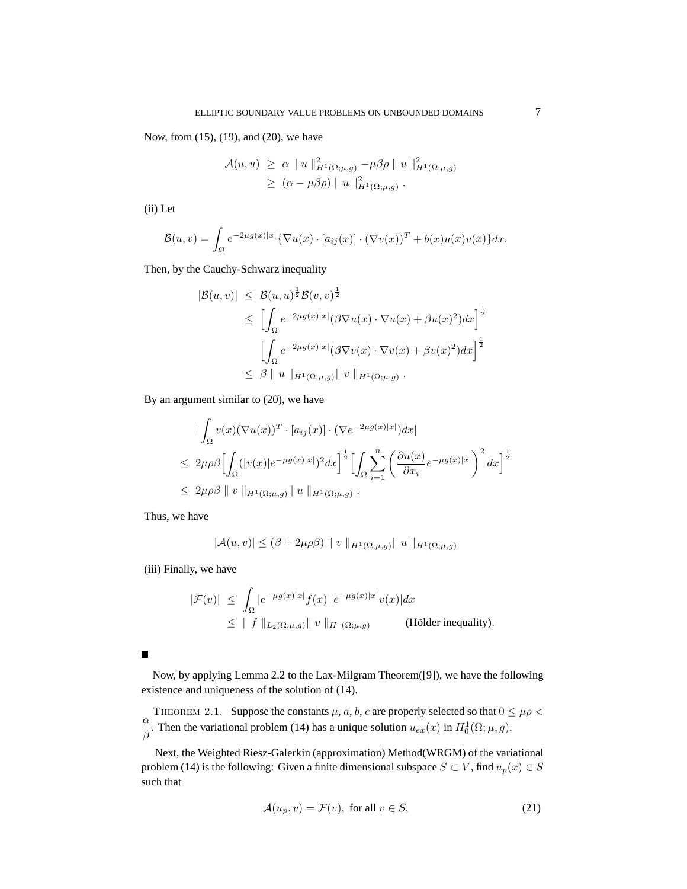Now, from (15), (19), and (20), we have

$$
\begin{aligned}
\mathcal{A}(u,u) &\geq \alpha \parallel u \parallel^2_{H^1(\Omega;\mu,g)} - \mu\beta\rho \parallel u \parallel^2_{H^1(\Omega;\mu,g)} \\
&\geq (\alpha - \mu\beta\rho) \parallel u \parallel^2_{H^1(\Omega;\mu,g)} .
\end{aligned}
$$

(ii) Let

$$
\mathcal{B}(u,v) = \int_\Omega e^{-2\mu g(x)|x|}\{\nabla u(x) \cdot [a_{ij}(x)] \cdot (\nabla v(x))^T + b(x)u(x)v(x)\}dx.
$$

Then, by the Cauchy-Schwarz inequality

$$
\begin{aligned}
|\mathcal{B}(u,v)| &\leq \mathcal{B}(u,u)^{\frac{1}{2}}\mathcal{B}(v,v)^{\frac{1}{2}} \\
&\leq \Big[\int_\Omega e^{-2\mu g(x)|x|}(\beta \nabla u(x) \cdot \nabla u(x) + \beta u(x)^2)dx\Big]^{\frac{1}{2}} \\
&\qquad \Big[\int_\Omega e^{-2\mu g(x)|x|}(\beta \nabla v(x) \cdot \nabla v(x) + \beta v(x)^2)dx\Big]^{\frac{1}{2}} \\
&\leq \beta \parallel u \parallel_{H^1(\Omega;\mu,g)} \parallel v \parallel_{H^1(\Omega;\mu,g)} .
\end{aligned}
$$

By an argument similar to (20), we have

$$
\begin{aligned}
& \Big|\int_\Omega v(x)(\nabla u(x))^T \cdot [a_{ij}(x)] \cdot (\nabla e^{-2\mu g(x)|x|})dx\Big| \\
\leq\; & 2\mu\rho\beta\Big[\int_\Omega (|v(x)|e^{-\mu g(x)|x|})^2 dx\Big]^{\frac{1}{2}}\Big[\int_\Omega \sum_{i=1}^n \left(\frac{\partial u(x)}{\partial x_i}e^{-\mu g(x)|x|}\right)^2 dx\Big]^{\frac{1}{2}} \\
\leq\; & 2\mu\rho\beta \parallel v \parallel_{H^1(\Omega;\mu,g)} \parallel u \parallel_{H^1(\Omega;\mu,g)} .
\end{aligned}
$$

Thus, we have

$$
|\mathcal{A}(u,v)| \leq (\beta + 2\mu\rho\beta) \parallel v \parallel_{H^1(\Omega;\mu,g)} \parallel u \parallel_{H^1(\Omega;\mu,g)}
$$

(iii) Finally, we have

$$
\begin{aligned}
|\mathcal{F}(v)| &\leq \int_\Omega |e^{-\mu g(x)|x|}f(x)||e^{-\mu g(x)|x|}v(x)|dx \\
&\leq \parallel f \parallel_{L_2(\Omega;\mu,g)} \parallel v \parallel_{H^1(\Omega;\mu,g)} \qquad \text{(Hölder inequality)}.
\end{aligned}
$$

■

Now, by applying Lemma 2.2 to the Lax-Milgram Theorem([9]), we have the following existence and uniqueness of the solution of (14).

THEOREM 2.1. *Suppose the constants $\mu$, $a$, $b$, $c$ are properly selected so that $0 \leq \mu\rho < \dfrac{\alpha}{\beta}$. Then the variational problem (14) has a unique solution $u_{ex}(x)$ in $H^1_0(\Omega;\mu,g)$.*

Next, the Weighted Riesz-Galerkin (approximation) Method(WRGM) of the variational problem (14) is the following: Given a finite dimensional subspace $S \subset V$, find $u_p(x) \in S$ such that

$$
\mathcal{A}(u_p, v) = \mathcal{F}(v), \text{ for all } v \in S, \tag{21}
$$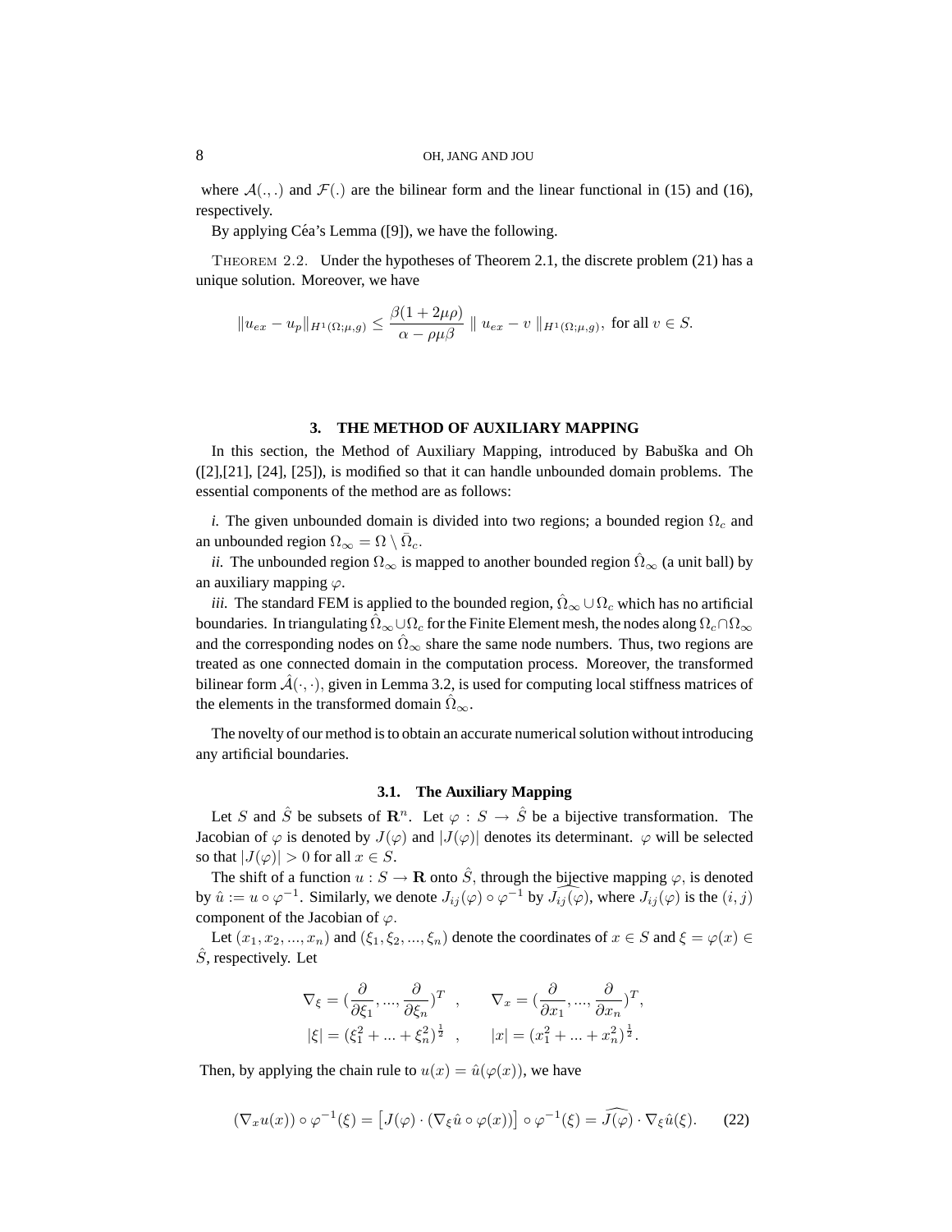where $\mathcal{A}(.,.)$ and $\mathcal{F}(.)$ are the bilinear form and the linear functional in (15) and (16), respectively.

By applying Céa's Lemma ([9]), we have the following.

THEOREM 2.2. Under the hypotheses of Theorem 2.1, the discrete problem (21) has a unique solution. Moreover, we have

$$\|u_{ex} - u_p\|_{H^1(\Omega;\mu,g)} \leq \frac{\beta(1+2\mu\rho)}{\alpha - \rho\mu\beta} \parallel u_{ex} - v \parallel_{H^1(\Omega;\mu,g)}, \text{ for all } v \in S.$$

## 3. THE METHOD OF AUXILIARY MAPPING

In this section, the Method of Auxiliary Mapping, introduced by Babuška and Oh ([2],[21], [24], [25]), is modified so that it can handle unbounded domain problems. The essential components of the method are as follows:

*i.* The given unbounded domain is divided into two regions; a bounded region $\Omega_c$ and an unbounded region $\Omega_\infty = \Omega \setminus \bar{\Omega}_c$.

*ii.* The unbounded region $\Omega_\infty$ is mapped to another bounded region $\hat{\Omega}_\infty$ (a unit ball) by an auxiliary mapping $\varphi$.

*iii.* The standard FEM is applied to the bounded region, $\hat{\Omega}_\infty \cup \Omega_c$ which has no artificial boundaries. In triangulating $\hat{\Omega}_\infty \cup \Omega_c$ for the Finite Element mesh, the nodes along $\Omega_c \cap \Omega_\infty$ and the corresponding nodes on $\hat{\Omega}_\infty$ share the same node numbers. Thus, two regions are treated as one connected domain in the computation process. Moreover, the transformed bilinear form $\hat{\mathcal{A}}(\cdot,\cdot)$, given in Lemma 3.2, is used for computing local stiffness matrices of the elements in the transformed domain $\hat{\Omega}_\infty$.

The novelty of our method is to obtain an accurate numerical solution without introducing any artificial boundaries.

### 3.1. The Auxiliary Mapping

Let $S$ and $\hat{S}$ be subsets of $\mathbf{R}^n$. Let $\varphi : S \to \hat{S}$ be a bijective transformation. The Jacobian of $\varphi$ is denoted by $J(\varphi)$ and $|J(\varphi)|$ denotes its determinant. $\varphi$ will be selected so that $|J(\varphi)| > 0$ for all $x \in S$.

The shift of a function $u : S \to \mathbf{R}$ onto $\hat{S}$, through the bijective mapping $\varphi$, is denoted by $\hat{u} := u \circ \varphi^{-1}$. Similarly, we denote $J_{ij}(\varphi) \circ \varphi^{-1}$ by $\widehat{J_{ij}(\varphi)}$, where $J_{ij}(\varphi)$ is the $(i,j)$ component of the Jacobian of $\varphi$.

Let $(x_1, x_2, ..., x_n)$ and $(\xi_1, \xi_2, ..., \xi_n)$ denote the coordinates of $x \in S$ and $\xi = \varphi(x) \in \hat{S}$, respectively. Let

$$\nabla_\xi = (\frac{\partial}{\partial \xi_1}, ..., \frac{\partial}{\partial \xi_n})^T \quad , \qquad \nabla_x = (\frac{\partial}{\partial x_1}, ..., \frac{\partial}{\partial x_n})^T,$$
$$|\xi| = (\xi_1^2 + ... + \xi_n^2)^{\frac{1}{2}} \quad , \qquad |x| = (x_1^2 + ... + x_n^2)^{\frac{1}{2}}.$$

Then, by applying the chain rule to $u(x) = \hat{u}(\varphi(x))$, we have

$$(\nabla_x u(x)) \circ \varphi^{-1}(\xi) = \left[J(\varphi) \cdot (\nabla_\xi \hat{u} \circ \varphi(x))\right] \circ \varphi^{-1}(\xi) = \widehat{J(\varphi)} \cdot \nabla_\xi \hat{u}(\xi). \qquad (22)$$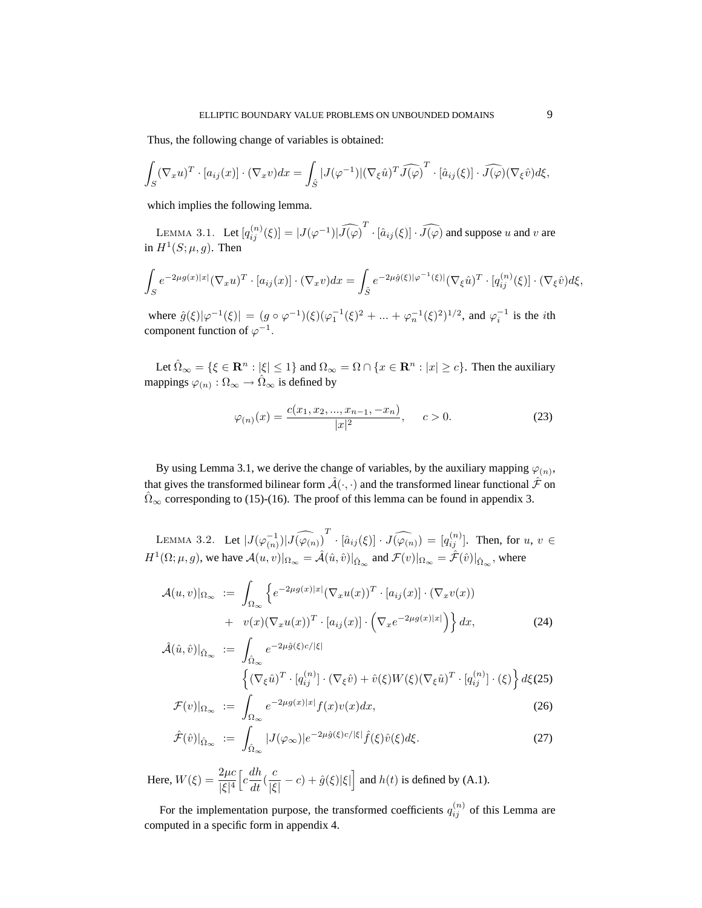Thus, the following change of variables is obtained:

$$\int_S (\nabla_x u)^T \cdot [a_{ij}(x)] \cdot (\nabla_x v) dx = \int_{\hat{S}} |J(\varphi^{-1})| (\nabla_\xi \hat{u})^T \widehat{J(\varphi)}^T \cdot [\hat{a}_{ij}(\xi)] \cdot \widehat{J(\varphi)} (\nabla_\xi \hat{v}) d\xi,$$

which implies the following lemma.

LEMMA 3.1. Let $[q_{ij}^{(n)}(\xi)] = |J(\varphi^{-1})| \widehat{J(\varphi)}^T \cdot [\hat{a}_{ij}(\xi)] \cdot \widehat{J(\varphi)}$ and suppose $u$ and $v$ are in $H^1(S;\mu,g)$. Then

$$\int_S e^{-2\mu g(x)|x|} (\nabla_x u)^T \cdot [a_{ij}(x)] \cdot (\nabla_x v) dx = \int_{\hat{S}} e^{-2\mu \hat{g}(\xi)|\varphi^{-1}(\xi)|} (\nabla_\xi \hat{u})^T \cdot [q_{ij}^{(n)}(\xi)] \cdot (\nabla_\xi \hat{v}) d\xi,$$

where $\hat{g}(\xi)|\varphi^{-1}(\xi)| = (g \circ \varphi^{-1})(\xi)(\varphi_1^{-1}(\xi)^2 + ... + \varphi_n^{-1}(\xi)^2)^{1/2}$, and $\varphi_i^{-1}$ is the $i$th component function of $\varphi^{-1}$.

Let $\hat{\Omega}_\infty = \{\xi \in \mathbf{R}^n : |\xi| \leq 1\}$ and $\Omega_\infty = \Omega \cap \{x \in \mathbf{R}^n : |x| \geq c\}$. Then the auxiliary mappings $\varphi_{(n)} : \Omega_\infty \to \hat{\Omega}_\infty$ is defined by

$$\varphi_{(n)}(x) = \frac{c(x_1, x_2, ..., x_{n-1}, -x_n)}{|x|^2}, \quad c > 0. \tag{23}$$

By using Lemma 3.1, we derive the change of variables, by the auxiliary mapping $\varphi_{(n)}$, that gives the transformed bilinear form $\hat{\mathcal{A}}(\cdot,\cdot)$ and the transformed linear functional $\hat{\mathcal{F}}$ on $\hat{\Omega}_\infty$ corresponding to (15)-(16). The proof of this lemma can be found in appendix 3.

LEMMA 3.2. Let $|J(\varphi_{(n)}^{-1})| \widehat{J(\varphi_{(n)})}^T \cdot [\hat{a}_{ij}(\xi)] \cdot \widehat{J(\varphi_{(n)})} = [q_{ij}^{(n)}]$. Then, for $u,\ v \in H^1(\Omega;\mu,g)$, we have $\mathcal{A}(u,v)|_{\Omega_\infty} = \hat{\mathcal{A}}(\hat{u},\hat{v})|_{\hat{\Omega}_\infty}$ and $\mathcal{F}(v)|_{\Omega_\infty} = \hat{\mathcal{F}}(\hat{v})|_{\hat{\Omega}_\infty}$, where

$$\begin{aligned}
\mathcal{A}(u,v)|_{\Omega_\infty} &:= \int_{\Omega_\infty} \Big\{ e^{-2\mu g(x)|x|} (\nabla_x u(x))^T \cdot [a_{ij}(x)] \cdot (\nabla_x v(x)) \\
&\quad + v(x) (\nabla_x u(x))^T \cdot [a_{ij}(x)] \cdot \Big( \nabla_x e^{-2\mu g(x)|x|} \Big) \Big\} dx, \qquad (24) \\
\hat{\mathcal{A}}(\hat{u},\hat{v})|_{\hat{\Omega}_\infty} &:= \int_{\hat{\Omega}_\infty} e^{-2\mu \hat{g}(\xi) c/|\xi|} \\
&\quad \Big\{ (\nabla_\xi \hat{u})^T \cdot [q_{ij}^{(n)}] \cdot (\nabla_\xi \hat{v}) + \hat{v}(\xi) W(\xi) (\nabla_\xi \hat{u})^T \cdot [q_{ij}^{(n)}] \cdot (\xi) \Big\} d\xi \qquad (25) \\
\mathcal{F}(v)|_{\Omega_\infty} &:= \int_{\Omega_\infty} e^{-2\mu g(x)|x|} f(x) v(x) dx, \qquad (26) \\
\hat{\mathcal{F}}(\hat{v})|_{\hat{\Omega}_\infty} &:= \int_{\hat{\Omega}_\infty} |J(\varphi_\infty)| e^{-2\mu \hat{g}(\xi) c/|\xi|} \hat{f}(\xi) \hat{v}(\xi) d\xi. \qquad (27)
\end{aligned}$$

Here, $W(\xi) = \frac{2\mu c}{|\xi|^4} \Big[ c \frac{dh}{dt} (\frac{c}{|\xi|} - c) + \hat{g}(\xi)|\xi| \Big]$ and $h(t)$ is defined by (A.1).

For the implementation purpose, the transformed coefficients $q_{ij}^{(n)}$ of this Lemma are computed in a specific form in appendix 4.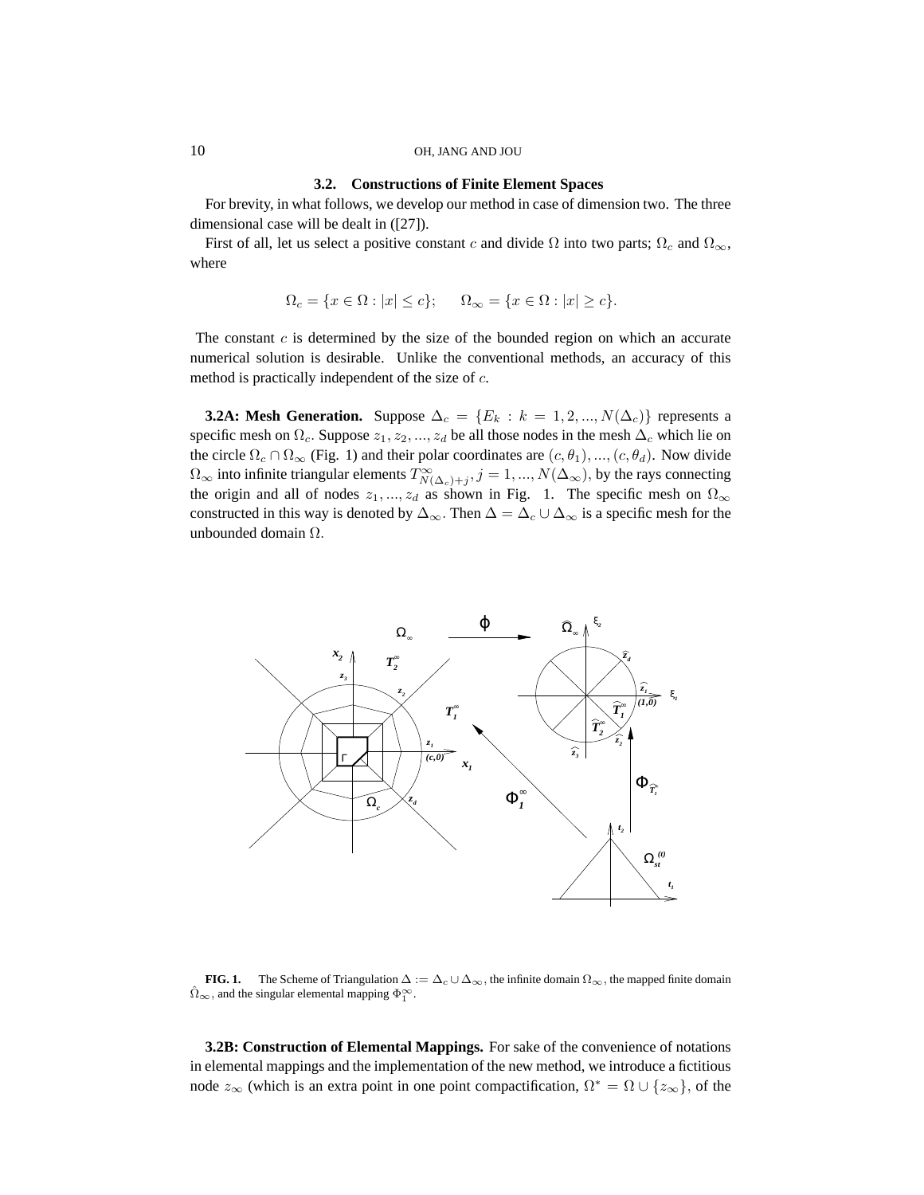### 3.2. Constructions of Finite Element Spaces

For brevity, in what follows, we develop our method in case of dimension two. The three dimensional case will be dealt in ([27]).

First of all, let us select a positive constant $c$ and divide $\Omega$ into two parts; $\Omega_c$ and $\Omega_\infty$, where

$$\Omega_c = \{x \in \Omega : |x| \le c\}; \qquad \Omega_\infty = \{x \in \Omega : |x| \ge c\}.$$

The constant $c$ is determined by the size of the bounded region on which an accurate numerical solution is desirable. Unlike the conventional methods, an accuracy of this method is practically independent of the size of $c$.

**3.2A: Mesh Generation.** Suppose $\Delta_c = \{E_k : k = 1, 2, ..., N(\Delta_c)\}$ represents a specific mesh on $\Omega_c$. Suppose $z_1, z_2, ..., z_d$ be all those nodes in the mesh $\Delta_c$ which lie on the circle $\Omega_c \cap \Omega_\infty$ (Fig. 1) and their polar coordinates are $(c, \theta_1), ..., (c, \theta_d)$. Now divide $\Omega_\infty$ into infinite triangular elements $T^\infty_{N(\Delta_c)+j}, j = 1, ..., N(\Delta_\infty)$, by the rays connecting the origin and all of nodes $z_1, ..., z_d$ as shown in Fig. 1. The specific mesh on $\Omega_\infty$ constructed in this way is denoted by $\Delta_\infty$. Then $\Delta = \Delta_c \cup \Delta_\infty$ is a specific mesh for the unbounded domain $\Omega$.

**FIG. 1.** The Scheme of Triangulation $\Delta := \Delta_c \cup \Delta_\infty$, the infinite domain $\Omega_\infty$, the mapped finite domain $\hat{\Omega}_\infty$, and the singular elemental mapping $\Phi^\infty_1$.

**3.2B: Construction of Elemental Mappings.** For sake of the convenience of notations in elemental mappings and the implementation of the new method, we introduce a fictitious node $z_\infty$ (which is an extra point in one point compactification, $\Omega^* = \Omega \cup \{z_\infty\}$, of the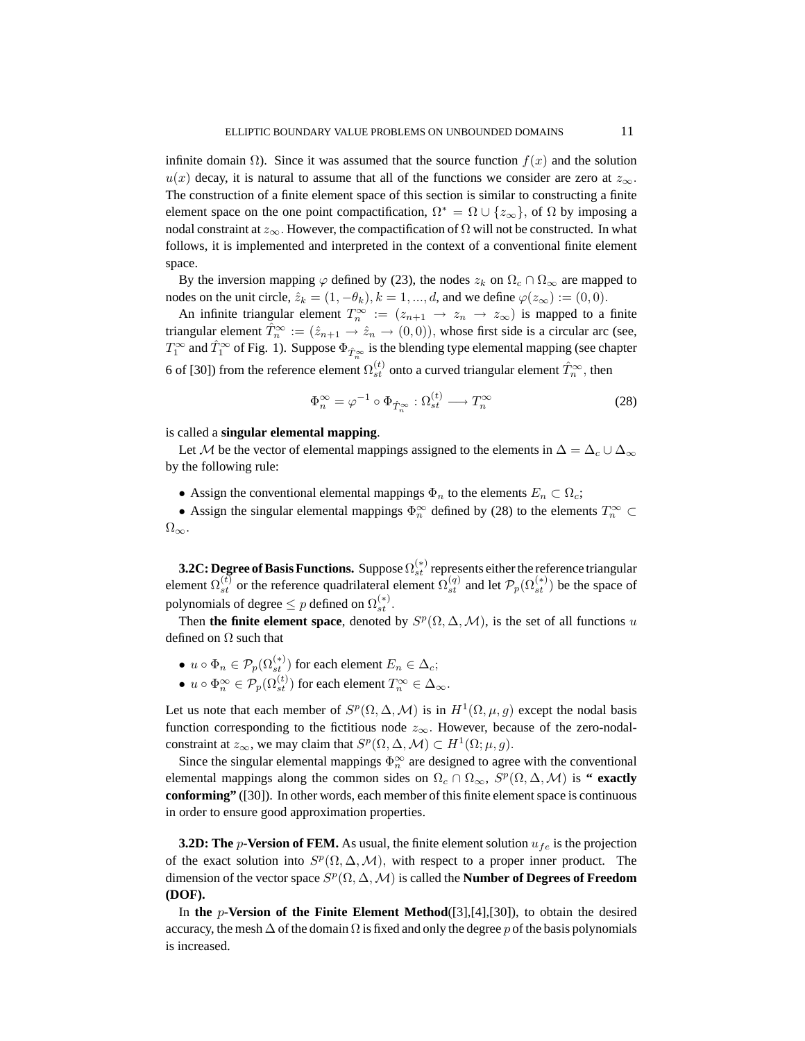infinite domain $\Omega$). Since it was assumed that the source function $f(x)$ and the solution $u(x)$ decay, it is natural to assume that all of the functions we consider are zero at $z_\infty$. The construction of a finite element space of this section is similar to constructing a finite element space on the one point compactification, $\Omega^* = \Omega \cup \{z_\infty\}$, of $\Omega$ by imposing a nodal constraint at $z_\infty$. However, the compactification of $\Omega$ will not be constructed. In what follows, it is implemented and interpreted in the context of a conventional finite element space.

By the inversion mapping $\varphi$ defined by (23), the nodes $z_k$ on $\Omega_c \cap \Omega_\infty$ are mapped to nodes on the unit circle, $\hat{z}_k = (1, -\theta_k), k = 1, ..., d$, and we define $\varphi(z_\infty) := (0, 0)$.

An infinite triangular element $T_n^\infty := (z_{n+1} \to z_n \to z_\infty)$ is mapped to a finite triangular element $\hat{T}_n^\infty := (\hat{z}_{n+1} \to \hat{z}_n \to (0,0))$, whose first side is a circular arc (see, $T_1^\infty$ and $\hat{T}_1^\infty$ of Fig. 1). Suppose $\Phi_{\hat{T}_n^\infty}$ is the blending type elemental mapping (see chapter 6 of [30]) from the reference element $\Omega_{st}^{(t)}$ onto a curved triangular element $\hat{T}_n^\infty$, then

$$\Phi_n^\infty = \varphi^{-1} \circ \Phi_{\hat{T}_n^\infty} : \Omega_{st}^{(t)} \longrightarrow T_n^\infty \tag{28}$$

is called a **singular elemental mapping**.

Let $\mathcal{M}$ be the vector of elemental mappings assigned to the elements in $\Delta = \Delta_c \cup \Delta_\infty$ by the following rule:

- Assign the conventional elemental mappings $\Phi_n$ to the elements $E_n \subset \Omega_c$;
- Assign the singular elemental mappings $\Phi_n^\infty$ defined by (28) to the elements $T_n^\infty \subset \Omega_\infty$.

**3.2C: Degree of Basis Functions.** Suppose $\Omega_{st}^{(*)}$ represents either the reference triangular element $\Omega_{st}^{(t)}$ or the reference quadrilateral element $\Omega_{st}^{(q)}$ and let $\mathcal{P}_p(\Omega_{st}^{(*)})$ be the space of polynomials of degree $\leq p$ defined on $\Omega_{st}^{(*)}$.

Then **the finite element space**, denoted by $S^p(\Omega, \Delta, \mathcal{M})$, is the set of all functions $u$ defined on $\Omega$ such that

- $u \circ \Phi_n \in \mathcal{P}_p(\Omega_{st}^{(*)})$ for each element $E_n \in \Delta_c$;
- $u \circ \Phi_n^\infty \in \mathcal{P}_p(\Omega_{st}^{(t)})$ for each element $T_n^\infty \in \Delta_\infty$.

Let us note that each member of $S^p(\Omega, \Delta, \mathcal{M})$ is in $H^1(\Omega, \mu, g)$ except the nodal basis function corresponding to the fictitious node $z_\infty$. However, because of the zero-nodal-constraint at $z_\infty$, we may claim that $S^p(\Omega, \Delta, \mathcal{M}) \subset H^1(\Omega; \mu, g)$.

Since the singular elemental mappings $\Phi_n^\infty$ are designed to agree with the conventional elemental mappings along the common sides on $\Omega_c \cap \Omega_\infty$, $S^p(\Omega, \Delta, \mathcal{M})$ is **" exactly conforming"** ([30]). In other words, each member of this finite element space is continuous in order to ensure good approximation properties.

**3.2D: The $p$-Version of FEM.** As usual, the finite element solution $u_{fe}$ is the projection of the exact solution into $S^p(\Omega, \Delta, \mathcal{M})$, with respect to a proper inner product. The dimension of the vector space $S^p(\Omega, \Delta, \mathcal{M})$ is called the **Number of Degrees of Freedom (DOF).**

In **the $p$-Version of the Finite Element Method**([3],[4],[30]), to obtain the desired accuracy, the mesh $\Delta$ of the domain $\Omega$ is fixed and only the degree $p$ of the basis polynomials is increased.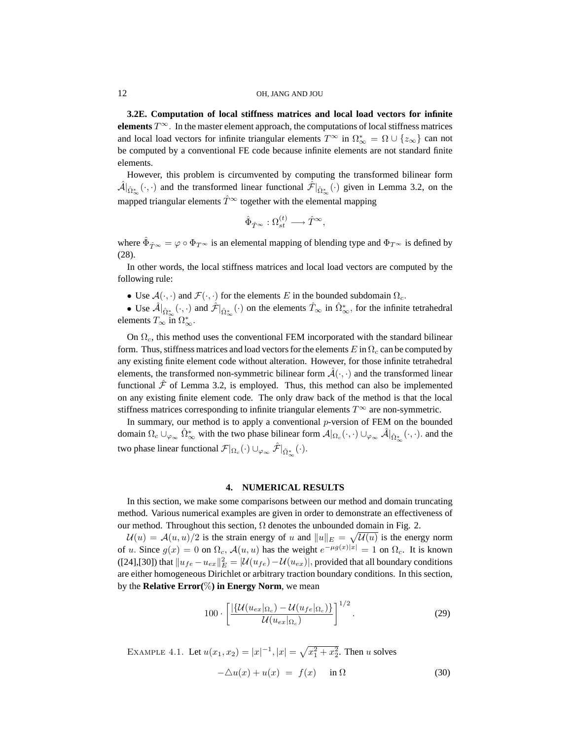**3.2E. Computation of local stiffness matrices and local load vectors for infinite elements** $T^\infty$. In the master element approach, the computations of local stiffness matrices and local load vectors for infinite triangular elements $T^\infty$ in $\Omega^*_\infty = \Omega \cup \{z_\infty\}$ can not be computed by a conventional FE code because infinite elements are not standard finite elements.

However, this problem is circumvented by computing the transformed bilinear form $\hat{\mathcal{A}}|_{\hat{\Omega}^*_\infty}(\cdot,\cdot)$ and the transformed linear functional $\hat{\mathcal{F}}|_{\hat{\Omega}^*_\infty}(\cdot)$ given in Lemma 3.2, on the mapped triangular elements $\hat{T}^\infty$ together with the elemental mapping

$$\hat{\Phi}_{\hat{T}^\infty} : \Omega^{(t)}_{st} \longrightarrow \hat{T}^\infty,$$

where $\hat{\Phi}_{\hat{T}^\infty} = \varphi \circ \Phi_{T^\infty}$ is an elemental mapping of blending type and $\Phi_{T^\infty}$ is defined by (28).

In other words, the local stiffness matrices and local load vectors are computed by the following rule:

- Use $\mathcal{A}(\cdot,\cdot)$ and $\mathcal{F}(\cdot,\cdot)$ for the elements $E$ in the bounded subdomain $\Omega_c$.
- Use $\hat{\mathcal{A}}|_{\hat{\Omega}^*_\infty}(\cdot,\cdot)$ and $\hat{\mathcal{F}}|_{\hat{\Omega}^*_\infty}(\cdot)$ on the elements $\hat{T}_\infty$ in $\hat{\Omega}^*_\infty$, for the infinite tetrahedral elements $T_\infty$ in $\Omega^*_\infty$.

On $\Omega_c$, this method uses the conventional FEM incorporated with the standard bilinear form. Thus, stiffness matrices and load vectors for the elements $E$ in $\Omega_c$ can be computed by any existing finite element code without alteration. However, for those infinite tetrahedral elements, the transformed non-symmetric bilinear form $\hat{\mathcal{A}}(\cdot,\cdot)$ and the transformed linear functional $\hat{\mathcal{F}}$ of Lemma 3.2, is employed. Thus, this method can also be implemented on any existing finite element code. The only draw back of the method is that the local stiffness matrices corresponding to infinite triangular elements $T^\infty$ are non-symmetric.

In summary, our method is to apply a conventional $p$-version of FEM on the bounded domain $\Omega_c \cup_{\varphi_\infty} \hat{\Omega}^*_\infty$ with the two phase bilinear form $\mathcal{A}|_{\Omega_c}(\cdot,\cdot) \cup_{\varphi_\infty} \hat{\mathcal{A}}|_{\hat{\Omega}^*_\infty}(\cdot,\cdot)$. and the two phase linear functional $\mathcal{F}|_{\Omega_c}(\cdot) \cup_{\varphi_\infty} \hat{\mathcal{F}}|_{\hat{\Omega}^*_\infty}(\cdot)$.

## 4. NUMERICAL RESULTS

In this section, we make some comparisons between our method and domain truncating method. Various numerical examples are given in order to demonstrate an effectiveness of our method. Throughout this section, $\Omega$ denotes the unbounded domain in Fig. 2.

$\mathcal{U}(u) = \mathcal{A}(u,u)/2$ is the strain energy of $u$ and $\|u\|_E = \sqrt{\mathcal{U}(u)}$ is the energy norm of $u$. Since $g(x) = 0$ on $\Omega_c$, $\mathcal{A}(u,u)$ has the weight $e^{-\mu g(x)|x|} = 1$ on $\Omega_c$. It is known ([24],[30]) that $\|u_{fe} - u_{ex}\|^2_E = |\mathcal{U}(u_{fe}) - \mathcal{U}(u_{ex})|$, provided that all boundary conditions are either homogeneous Dirichlet or arbitrary traction boundary conditions. In this section, by the **Relative Error(%) in Energy Norm**, we mean

$$100 \cdot \left[ \frac{|\{\mathcal{U}(u_{ex}|_{\Omega_c}) - \mathcal{U}(u_{fe}|_{\Omega_c})\}|}{\mathcal{U}(u_{ex}|_{\Omega_c})} \right]^{1/2}. \tag{29}$$

EXAMPLE 4.1. Let $u(x_1,x_2) = |x|^{-1}, |x| = \sqrt{x_1^2 + x_2^2}$. Then $u$ solves

$$-\triangle u(x) + u(x) \;=\; f(x) \quad \text{ in } \Omega \tag{30}$$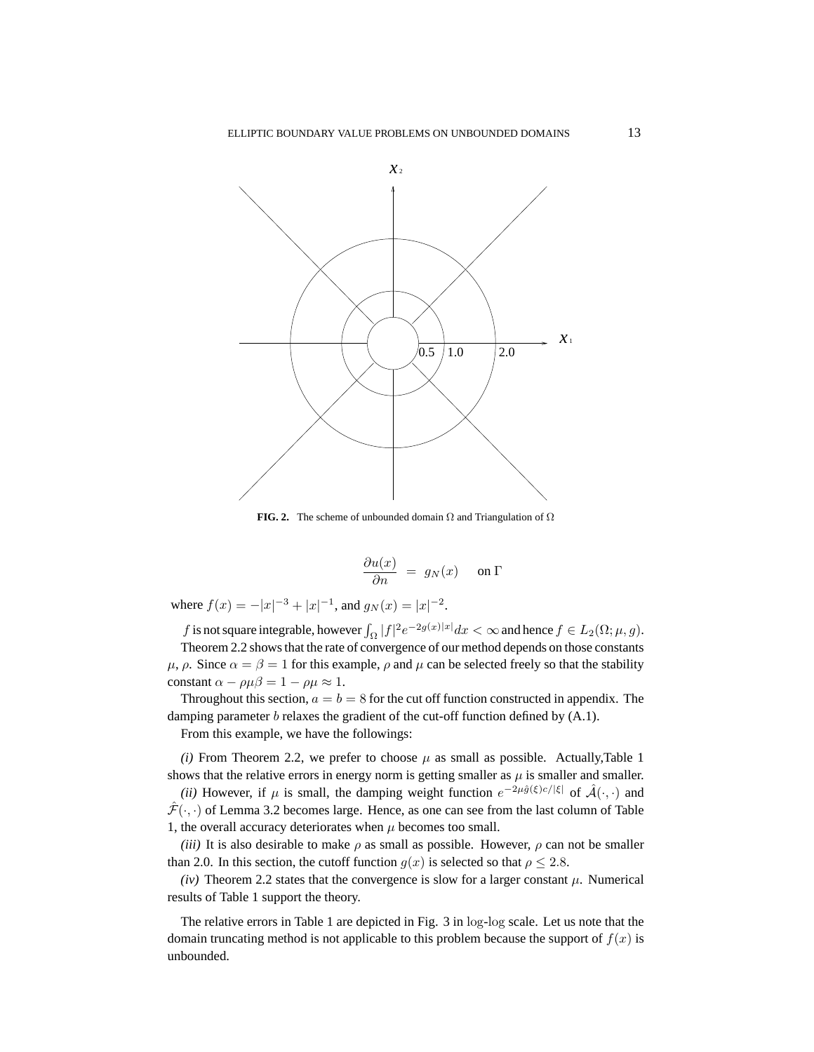FIG. 2. The scheme of unbounded domain $\Omega$ and Triangulation of $\Omega$

$$\frac{\partial u(x)}{\partial n} \;=\; g_N(x) \quad \text{ on } \Gamma$$

where $f(x) = -|x|^{-3} + |x|^{-1}$, and $g_N(x) = |x|^{-2}$.

$f$ is not square integrable, however $\int_\Omega |f|^2 e^{-2g(x)|x|} dx < \infty$ and hence $f \in L_2(\Omega; \mu, g)$.

Theorem 2.2 shows that the rate of convergence of our method depends on those constants $\mu$, $\rho$. Since $\alpha = \beta = 1$ for this example, $\rho$ and $\mu$ can be selected freely so that the stability constant $\alpha - \rho\mu\beta = 1 - \rho\mu \approx 1$.

Throughout this section, $a = b = 8$ for the cut off function constructed in appendix. The damping parameter $b$ relaxes the gradient of the cut-off function defined by (A.1).

From this example, we have the followings:

*(i)* From Theorem 2.2, we prefer to choose $\mu$ as small as possible. Actually,Table 1 shows that the relative errors in energy norm is getting smaller as $\mu$ is smaller and smaller.

*(ii)* However, if $\mu$ is small, the damping weight function $e^{-2\mu\hat{g}(\xi)c/|\xi|}$ of $\hat{\mathcal{A}}(\cdot,\cdot)$ and $\hat{\mathcal{F}}(\cdot,\cdot)$ of Lemma 3.2 becomes large. Hence, as one can see from the last column of Table 1, the overall accuracy deteriorates when $\mu$ becomes too small.

*(iii)* It is also desirable to make $\rho$ as small as possible. However, $\rho$ can not be smaller than 2.0. In this section, the cutoff function $g(x)$ is selected so that $\rho \leq 2.8$.

*(iv)* Theorem 2.2 states that the convergence is slow for a larger constant $\mu$. Numerical results of Table 1 support the theory.

The relative errors in Table 1 are depicted in Fig. 3 in $\log$-$\log$ scale. Let us note that the domain truncating method is not applicable to this problem because the support of $f(x)$ is unbounded.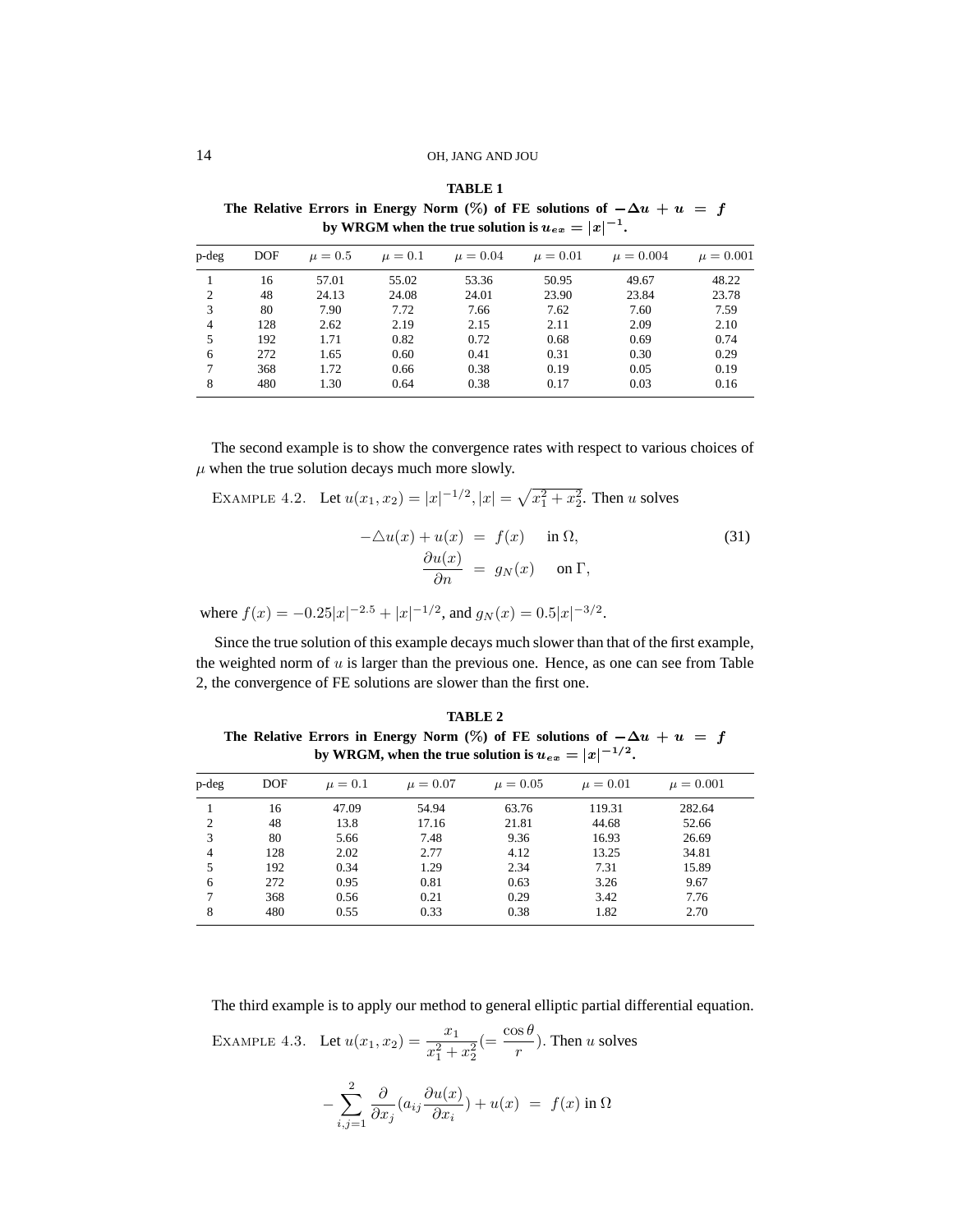**TABLE 1**

**The Relative Errors in Energy Norm (%) of FE solutions of $-\Delta u + u = f$ by WRGM when the true solution is $u_{ex} = |x|^{-1}$.**

| p-deg | DOF | $\mu = 0.5$ | $\mu = 0.1$ | $\mu = 0.04$ | $\mu = 0.01$ | $\mu = 0.004$ | $\mu = 0.001$ |
|---|---|---|---|---|---|---|---|
| 1 | 16 | 57.01 | 55.02 | 53.36 | 50.95 | 49.67 | 48.22 |
| 2 | 48 | 24.13 | 24.08 | 24.01 | 23.90 | 23.84 | 23.78 |
| 3 | 80 | 7.90 | 7.72 | 7.66 | 7.62 | 7.60 | 7.59 |
| 4 | 128 | 2.62 | 2.19 | 2.15 | 2.11 | 2.09 | 2.10 |
| 5 | 192 | 1.71 | 0.82 | 0.72 | 0.68 | 0.69 | 0.74 |
| 6 | 272 | 1.65 | 0.60 | 0.41 | 0.31 | 0.30 | 0.29 |
| 7 | 368 | 1.72 | 0.66 | 0.38 | 0.19 | 0.05 | 0.19 |
| 8 | 480 | 1.30 | 0.64 | 0.38 | 0.17 | 0.03 | 0.16 |

The second example is to show the convergence rates with respect to various choices of $\mu$ when the true solution decays much more slowly.

EXAMPLE 4.2. Let $u(x_1, x_2) = |x|^{-1/2}, |x| = \sqrt{x_1^2 + x_2^2}$. Then $u$ solves

$$
\begin{aligned}
-\triangle u(x) + u(x) &= f(x) \quad \text{ in } \Omega, \\
\frac{\partial u(x)}{\partial n} &= g_N(x) \quad \text{ on } \Gamma,
\end{aligned}
\tag{31}
$$

where $f(x) = -0.25|x|^{-2.5} + |x|^{-1/2}$, and $g_N(x) = 0.5|x|^{-3/2}$.

Since the true solution of this example decays much slower than that of the first example, the weighted norm of $u$ is larger than the previous one. Hence, as one can see from Table 2, the convergence of FE solutions are slower than the first one.

**TABLE 2**

**The Relative Errors in Energy Norm (%) of FE solutions of $-\Delta u + u = f$ by WRGM, when the true solution is $u_{ex} = |x|^{-1/2}$.**

| p-deg | DOF | $\mu = 0.1$ | $\mu = 0.07$ | $\mu = 0.05$ | $\mu = 0.01$ | $\mu = 0.001$ |
|---|---|---|---|---|---|---|
| 1 | 16 | 47.09 | 54.94 | 63.76 | 119.31 | 282.64 |
| 2 | 48 | 13.8 | 17.16 | 21.81 | 44.68 | 52.66 |
| 3 | 80 | 5.66 | 7.48 | 9.36 | 16.93 | 26.69 |
| 4 | 128 | 2.02 | 2.77 | 4.12 | 13.25 | 34.81 |
| 5 | 192 | 0.34 | 1.29 | 2.34 | 7.31 | 15.89 |
| 6 | 272 | 0.95 | 0.81 | 0.63 | 3.26 | 9.67 |
| 7 | 368 | 0.56 | 0.21 | 0.29 | 3.42 | 7.76 |
| 8 | 480 | 0.55 | 0.33 | 0.38 | 1.82 | 2.70 |

The third example is to apply our method to general elliptic partial differential equation.

EXAMPLE 4.3. Let $u(x_1, x_2) = \dfrac{x_1}{x_1^2 + x_2^2} (= \dfrac{\cos\theta}{r})$. Then $u$ solves

$$
-\sum_{i,j=1}^{2} \frac{\partial}{\partial x_j}(a_{ij}\frac{\partial u(x)}{\partial x_i}) + u(x) \;=\; f(x) \text{ in } \Omega
$$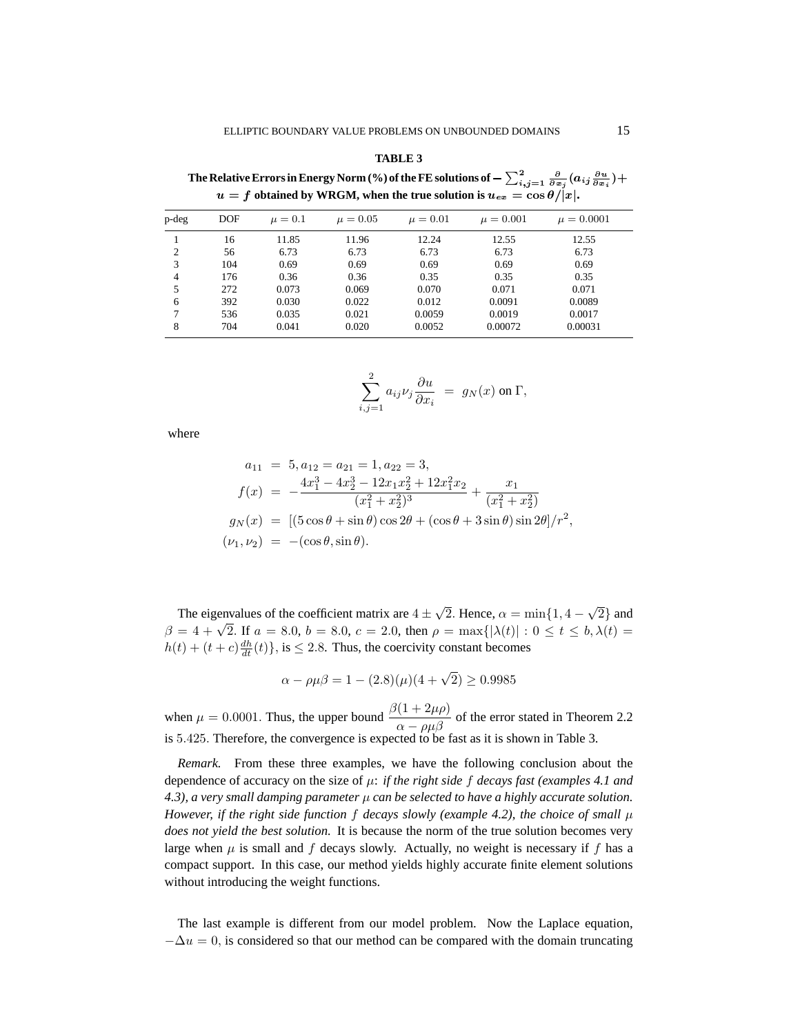**TABLE 3**

**The Relative Errors in Energy Norm (%) of the FE solutions of $-\sum_{i,j=1}^{2} \frac{\partial}{\partial x_j}(a_{ij}\frac{\partial u}{\partial x_i}) + u = f$ obtained by WRGM, when the true solution is $u_{ex} = \cos\theta/|x|$.**

| p-deg | DOF | $\mu = 0.1$ | $\mu = 0.05$ | $\mu = 0.01$ | $\mu = 0.001$ | $\mu = 0.0001$ |
|---|---|---|---|---|---|---|
| 1 | 16 | 11.85 | 11.96 | 12.24 | 12.55 | 12.55 |
| 2 | 56 | 6.73 | 6.73 | 6.73 | 6.73 | 6.73 |
| 3 | 104 | 0.69 | 0.69 | 0.69 | 0.69 | 0.69 |
| 4 | 176 | 0.36 | 0.36 | 0.35 | 0.35 | 0.35 |
| 5 | 272 | 0.073 | 0.069 | 0.070 | 0.071 | 0.071 |
| 6 | 392 | 0.030 | 0.022 | 0.012 | 0.0091 | 0.0089 |
| 7 | 536 | 0.035 | 0.021 | 0.0059 | 0.0019 | 0.0017 |
| 8 | 704 | 0.041 | 0.020 | 0.0052 | 0.00072 | 0.00031 |

$$\sum_{i,j=1}^{2} a_{ij}\nu_j \frac{\partial u}{\partial x_i} \;=\; g_N(x) \text{ on } \Gamma,$$

where

$$\begin{aligned}
a_{11} &= 5, a_{12} = a_{21} = 1, a_{22} = 3,\\
f(x) &= -\frac{4x_1^3 - 4x_2^3 - 12x_1x_2^2 + 12x_1^2x_2}{(x_1^2 + x_2^2)^3} + \frac{x_1}{(x_1^2 + x_2^2)}\\
g_N(x) &= [(5\cos\theta + \sin\theta)\cos 2\theta + (\cos\theta + 3\sin\theta)\sin 2\theta]/r^2,\\
(\nu_1, \nu_2) &= -(\cos\theta, \sin\theta).
\end{aligned}$$

The eigenvalues of the coefficient matrix are $4 \pm \sqrt{2}$. Hence, $\alpha = \min\{1, 4 - \sqrt{2}\}$ and $\beta = 4 + \sqrt{2}$. If $a = 8.0$, $b = 8.0$, $c = 2.0$, then $\rho = \max\{|\lambda(t)| : 0 \le t \le b, \lambda(t) = h(t) + (t + c)\frac{dh}{dt}(t)\}$, is $\le 2.8$. Thus, the coercivity constant becomes

$$\alpha - \rho\mu\beta = 1 - (2.8)(\mu)(4 + \sqrt{2}) \ge 0.9985$$

when $\mu = 0.0001$. Thus, the upper bound $\dfrac{\beta(1 + 2\mu\rho)}{\alpha - \rho\mu\beta}$ of the error stated in Theorem 2.2 is $5.425$. Therefore, the convergence is expected to be fast as it is shown in Table 3.

*Remark.* From these three examples, we have the following conclusion about the dependence of accuracy on the size of $\mu$: *if the right side $f$ decays fast (examples 4.1 and 4.3), a very small damping parameter $\mu$ can be selected to have a highly accurate solution. However, if the right side function $f$ decays slowly (example 4.2), the choice of small $\mu$ does not yield the best solution.* It is because the norm of the true solution becomes very large when $\mu$ is small and $f$ decays slowly. Actually, no weight is necessary if $f$ has a compact support. In this case, our method yields highly accurate finite element solutions without introducing the weight functions.

The last example is different from our model problem. Now the Laplace equation, $-\Delta u = 0$, is considered so that our method can be compared with the domain truncating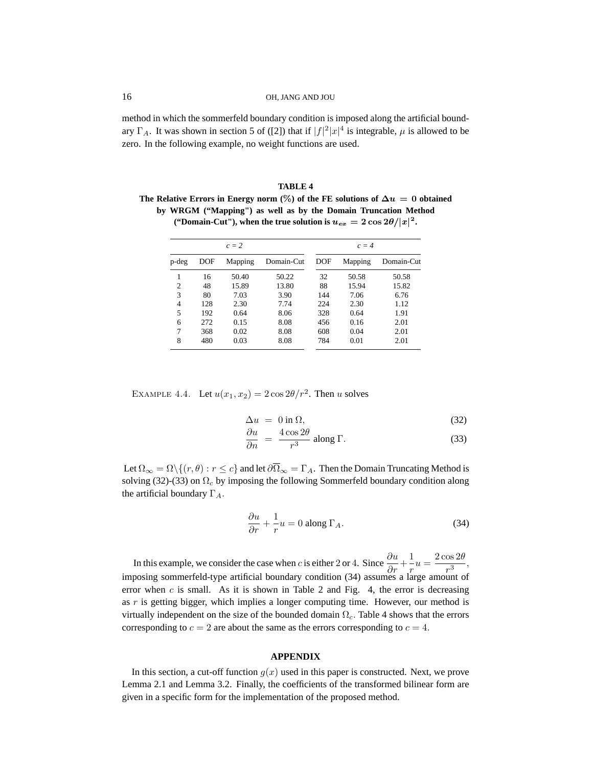method in which the sommerfeld boundary condition is imposed along the artificial boundary $\Gamma_A$. It was shown in section 5 of ([2]) that if $|f|^2|x|^4$ is integrable, $\mu$ is allowed to be zero. In the following example, no weight functions are used.

**TABLE 4**

**The Relative Errors in Energy norm (%) of the FE solutions of $\Delta u = 0$ obtained by WRGM ("Mapping") as well as by the Domain Truncation Method ("Domain-Cut"), when the true solution is $u_{ex} = 2\cos 2\theta/|x|^2$.**

| | *c = 2* | | | *c = 4* | | |
|---|---|---|---|---|---|---|
| p-deg | DOF | Mapping | Domain-Cut | DOF | Mapping | Domain-Cut |
| 1 | 16 | 50.40 | 50.22 | 32 | 50.58 | 50.58 |
| 2 | 48 | 15.89 | 13.80 | 88 | 15.94 | 15.82 |
| 3 | 80 | 7.03 | 3.90 | 144 | 7.06 | 6.76 |
| 4 | 128 | 2.30 | 7.74 | 224 | 2.30 | 1.12 |
| 5 | 192 | 0.64 | 8.06 | 328 | 0.64 | 1.91 |
| 6 | 272 | 0.15 | 8.08 | 456 | 0.16 | 2.01 |
| 7 | 368 | 0.02 | 8.08 | 608 | 0.04 | 2.01 |
| 8 | 480 | 0.03 | 8.08 | 784 | 0.01 | 2.01 |

EXAMPLE 4.4. Let $u(x_1, x_2) = 2\cos 2\theta/r^2$. Then $u$ solves

$$\Delta u = 0 \text{ in } \Omega, \tag{32}$$

$$\frac{\partial u}{\partial n} = \frac{4\cos 2\theta}{r^3} \text{ along } \Gamma. \tag{33}$$

Let $\Omega_\infty = \Omega\backslash\{(r,\theta) : r \leq c\}$ and let $\partial\overline{\Omega}_\infty = \Gamma_A$. Then the Domain Truncating Method is solving (32)-(33) on $\Omega_c$ by imposing the following Sommerfeld boundary condition along the artificial boundary $\Gamma_A$.

$$\frac{\partial u}{\partial r} + \frac{1}{r}u = 0 \text{ along } \Gamma_A. \tag{34}$$

In this example, we consider the case when $c$ is either 2 or 4. Since $\frac{\partial u}{\partial r} + \frac{1}{r}u = \frac{2\cos 2\theta}{r^3}$, imposing sommerfeld-type artificial boundary condition (34) assumes a large amount of error when $c$ is small. As it is shown in Table 2 and Fig. 4, the error is decreasing as $r$ is getting bigger, which implies a longer computing time. However, our method is virtually independent on the size of the bounded domain $\Omega_c$. Table 4 shows that the errors corresponding to $c = 2$ are about the same as the errors corresponding to $c = 4$.

## APPENDIX

In this section, a cut-off function $g(x)$ used in this paper is constructed. Next, we prove Lemma 2.1 and Lemma 3.2. Finally, the coefficients of the transformed bilinear form are given in a specific form for the implementation of the proposed method.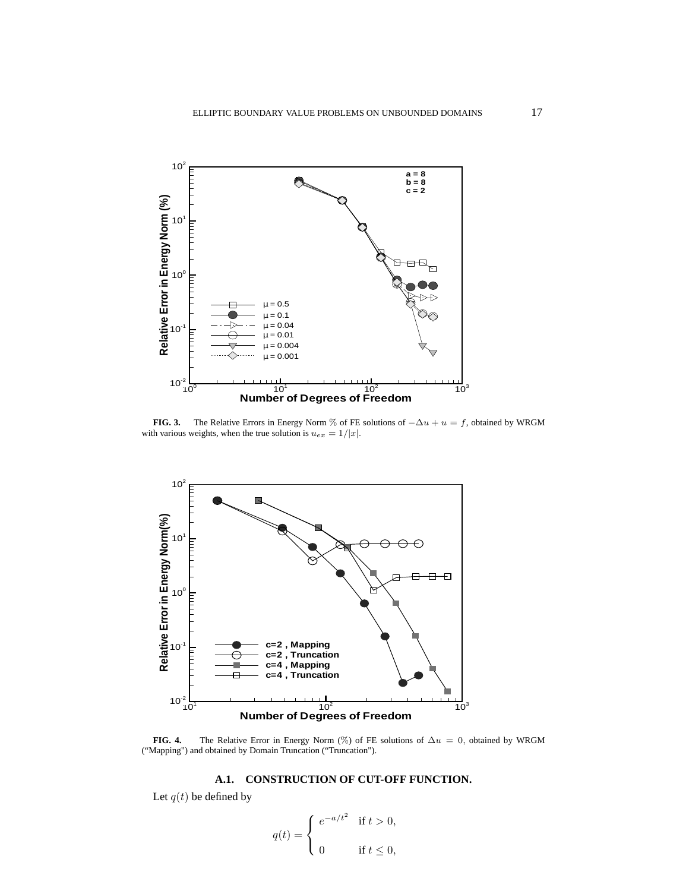**FIG. 3.** The Relative Errors in Energy Norm % of FE solutions of $-\Delta u + u = f$, obtained by WRGM with various weights, when the true solution is $u_{ex} = 1/|x|$.

**FIG. 4.** The Relative Error in Energy Norm (%) of FE solutions of $\Delta u = 0$, obtained by WRGM ("Mapping") and obtained by Domain Truncation ("Truncation").

### A.1. CONSTRUCTION OF CUT-OFF FUNCTION.

Let $q(t)$ be defined by

$$q(t) = \begin{cases} e^{-a/t^2} & \text{if } t > 0, \\ 0 & \text{if } t \leq 0, \end{cases}$$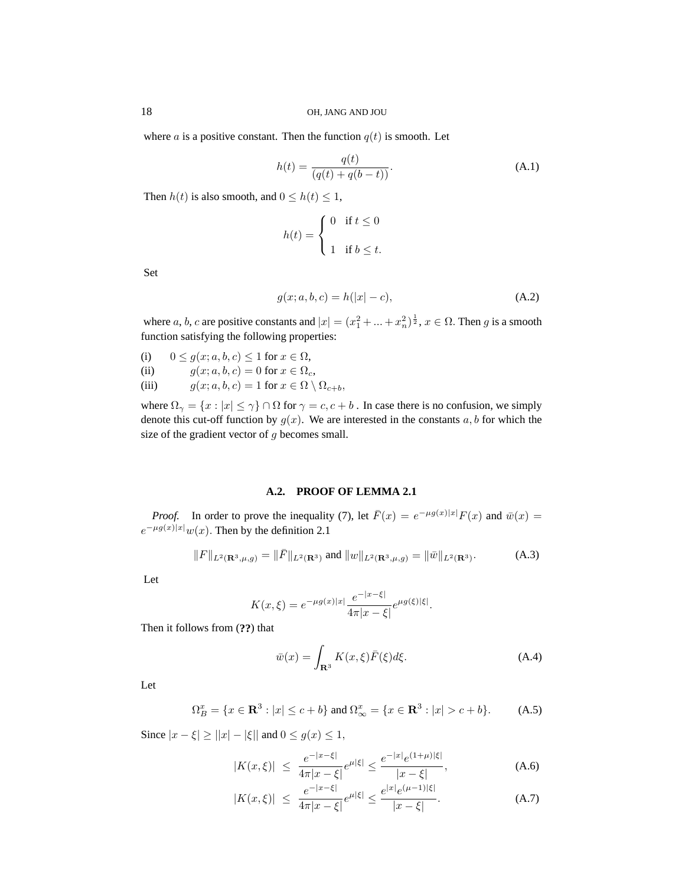where $a$ is a positive constant. Then the function $q(t)$ is smooth. Let

$$h(t) = \frac{q(t)}{(q(t) + q(b-t))}. \tag{A.1}$$

Then $h(t)$ is also smooth, and $0 \le h(t) \le 1$,

$$h(t) = \begin{cases} 0 & \text{if } t \le 0 \\ \\ 1 & \text{if } b \le t. \end{cases}$$

Set

$$g(x; a, b, c) = h(|x| - c), \tag{A.2}$$

where $a$, $b$, $c$ are positive constants and $|x| = (x_1^2 + ... + x_n^2)^{\frac{1}{2}}$, $x \in \Omega$. Then $g$ is a smooth function satisfying the following properties:

(i) $\quad 0 \le g(x; a, b, c) \le 1$ for $x \in \Omega$,

(ii) $\quad g(x; a, b, c) = 0$ for $x \in \Omega_c$,

(iii) $\quad g(x; a, b, c) = 1$ for $x \in \Omega \setminus \Omega_{c+b}$,

where $\Omega_\gamma = \{x : |x| \le \gamma\} \cap \Omega$ for $\gamma = c, c+b$ . In case there is no confusion, we simply denote this cut-off function by $g(x)$. We are interested in the constants $a, b$ for which the size of the gradient vector of $g$ becomes small.

### A.2. PROOF OF LEMMA 2.1

*Proof.* In order to prove the inequality (7), let $\bar{F}(x) = e^{-\mu g(x)|x|}F(x)$ and $\bar{w}(x) = e^{-\mu g(x)|x|}w(x)$. Then by the definition 2.1

$$\|F\|_{L^2(\mathbf{R}^3,\mu,g)} = \|\bar{F}\|_{L^2(\mathbf{R}^3)} \text{ and } \|w\|_{L^2(\mathbf{R}^3,\mu,g)} = \|\bar{w}\|_{L^2(\mathbf{R}^3)}. \tag{A.3}$$

Let

$$K(x,\xi) = e^{-\mu g(x)|x|}\frac{e^{-|x-\xi|}}{4\pi|x-\xi|}e^{\mu g(\xi)|\xi|}.$$

Then it follows from (**??**) that

$$\bar{w}(x) = \int_{\mathbf{R}^3} K(x,\xi)\bar{F}(\xi)d\xi. \tag{A.4}$$

Let

$$\Omega_B^x = \{x \in \mathbf{R}^3 : |x| \le c+b\} \text{ and } \Omega_\infty^x = \{x \in \mathbf{R}^3 : |x| > c+b\}. \tag{A.5}$$

Since $|x-\xi| \ge ||x| - |\xi||$ and $0 \le g(x) \le 1$,

$$|K(x,\xi)| \le \frac{e^{-|x-\xi|}}{4\pi|x-\xi|}e^{\mu|\xi|} \le \frac{e^{-|x|}e^{(1+\mu)|\xi|}}{|x-\xi|}, \tag{A.6}$$

$$|K(x,\xi)| \le \frac{e^{-|x-\xi|}}{4\pi|x-\xi|}e^{\mu|\xi|} \le \frac{e^{|x|}e^{(\mu-1)|\xi|}}{|x-\xi|}. \tag{A.7}$$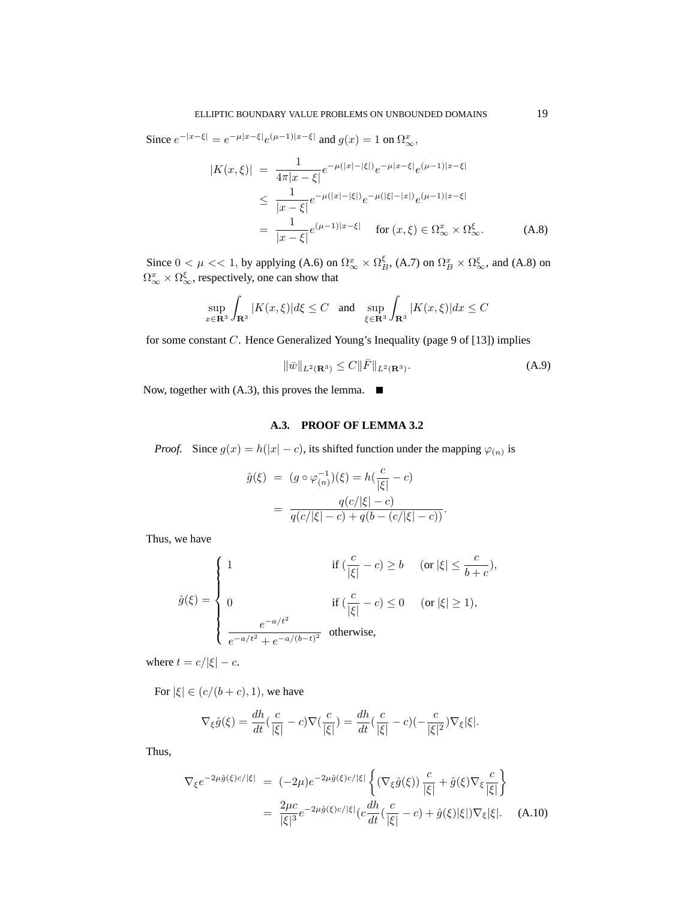Since $e^{-|x-\xi|} = e^{-\mu|x-\xi|}e^{(\mu-1)|x-\xi|}$ and $g(x) = 1$ on $\Omega^x_\infty$,

$$
\begin{aligned}
|K(x,\xi)| &= \frac{1}{4\pi|x-\xi|}e^{-\mu(|x|-|\xi|)}e^{-\mu|x-\xi|}e^{(\mu-1)|x-\xi|} \\
&\leq \frac{1}{|x-\xi|}e^{-\mu(|x|-|\xi|)}e^{-\mu(|\xi|-|x|)}e^{(\mu-1)|x-\xi|} \\
&= \frac{1}{|x-\xi|}e^{(\mu-1)|x-\xi|} \quad \text{for } (x,\xi) \in \Omega^x_\infty \times \Omega^\xi_\infty. \qquad \text{(A.8)}
\end{aligned}
$$

Since $0 < \mu << 1$, by applying (A.6) on $\Omega^x_\infty \times \Omega^\xi_B$, (A.7) on $\Omega^x_B \times \Omega^\xi_\infty$, and (A.8) on $\Omega^x_\infty \times \Omega^\xi_\infty$, respectively, one can show that

$$
\sup_{x\in\mathbf{R}^3}\int_{\mathbf{R}^3}|K(x,\xi)|d\xi \leq C \quad \text{and} \quad \sup_{\xi\in\mathbf{R}^3}\int_{\mathbf{R}^3}|K(x,\xi)|dx \leq C
$$

for some constant $C$. Hence Generalized Young's Inequality (page 9 of [13]) implies

$$
\|\bar{w}\|_{L^2(\mathbf{R}^3)} \leq C\|\bar{F}\|_{L^2(\mathbf{R}^3)}. \qquad \text{(A.9)}
$$

Now, together with (A.3), this proves the lemma. ∎

### A.3. PROOF OF LEMMA 3.2

*Proof.* Since $g(x) = h(|x| - c)$, its shifted function under the mapping $\varphi_{(n)}$ is

$$
\begin{aligned}
\hat{g}(\xi) &= (g \circ \varphi^{-1}_{(n)})(\xi) = h(\frac{c}{|\xi|} - c) \\
&= \frac{q(c/|\xi| - c)}{q(c/|\xi| - c) + q(b - (c/|\xi| - c))}.
\end{aligned}
$$

Thus, we have

$$
\hat{g}(\xi) = \begin{cases} 1 & \text{if } (\frac{c}{|\xi|} - c) \geq b \quad (\text{or } |\xi| \leq \frac{c}{b+c}), \\[2mm] 0 & \text{if } (\frac{c}{|\xi|} - c) \leq 0 \quad (\text{or } |\xi| \geq 1), \\[2mm] \dfrac{e^{-a/t^2}}{e^{-a/t^2} + e^{-a/(b-t)^2}} & \text{otherwise,} \end{cases}
$$

where $t = c/|\xi| - c$.

For $|\xi| \in (c/(b+c), 1)$, we have

$$
\nabla_\xi \hat{g}(\xi) = \frac{dh}{dt}(\frac{c}{|\xi|} - c)\nabla(\frac{c}{|\xi|}) = \frac{dh}{dt}(\frac{c}{|\xi|} - c)(-\frac{c}{|\xi|^2})\nabla_\xi|\xi|.
$$

Thus,

$$
\begin{aligned}
\nabla_\xi e^{-2\mu\hat{g}(\xi)c/|\xi|} &= (-2\mu)e^{-2\mu\hat{g}(\xi)c/|\xi|}\left\{(\nabla_\xi\hat{g}(\xi))\frac{c}{|\xi|} + \hat{g}(\xi)\nabla_\xi\frac{c}{|\xi|}\right\} \\
&= \frac{2\mu c}{|\xi|^3}e^{-2\mu\hat{g}(\xi)c/|\xi|}(c\frac{dh}{dt}(\frac{c}{|\xi|} - c) + \hat{g}(\xi)|\xi|)\nabla_\xi|\xi|. \qquad \text{(A.10)}
\end{aligned}
$$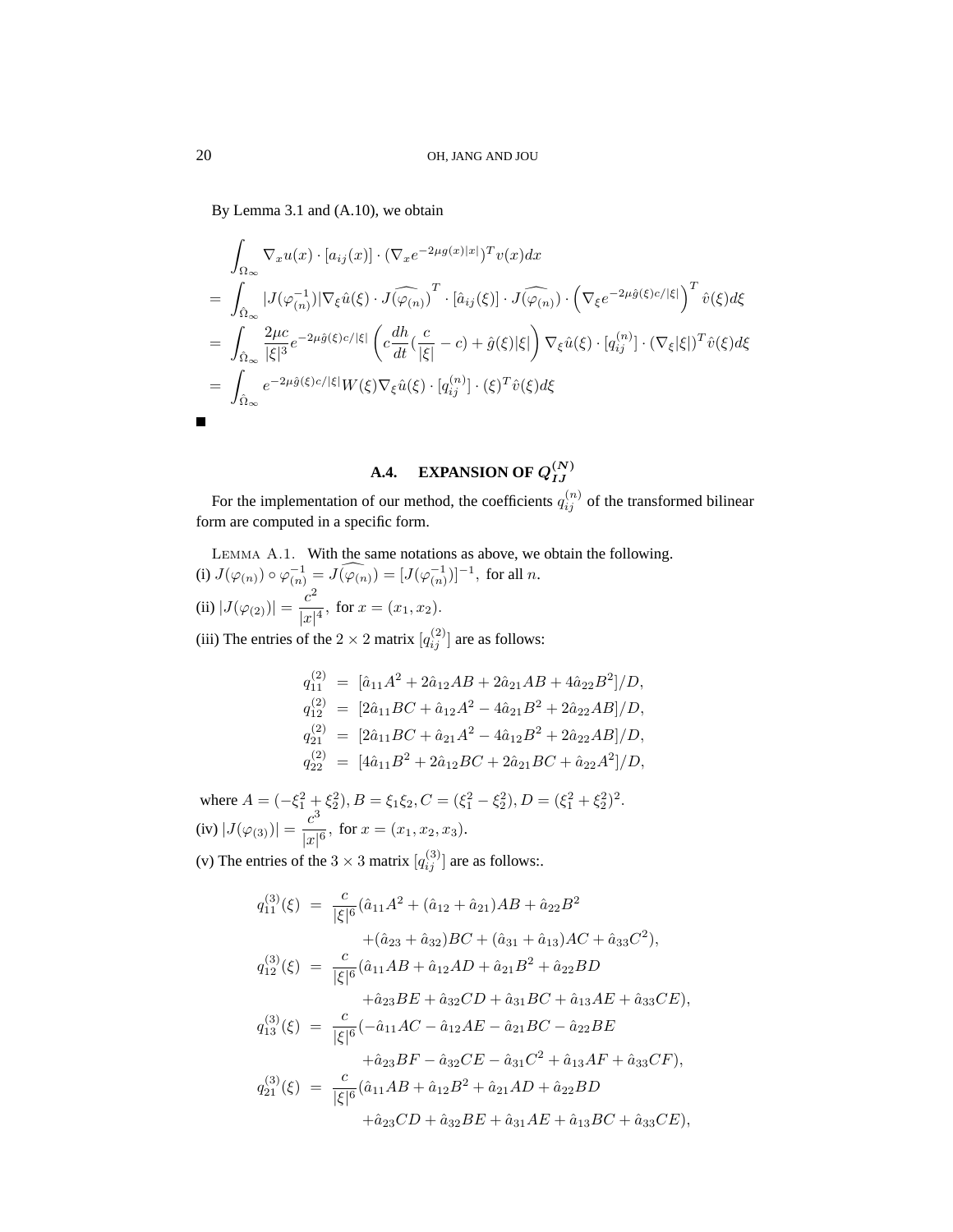By Lemma 3.1 and (A.10), we obtain

$$
\begin{aligned}
&\int_{\Omega_\infty} \nabla_x u(x) \cdot [a_{ij}(x)] \cdot (\nabla_x e^{-2\mu g(x)|x|})^T v(x) dx \\
&= \int_{\hat{\Omega}_\infty} |J(\varphi_{(n)}^{-1})| \nabla_\xi \hat{u}(\xi) \cdot \widehat{J(\varphi_{(n)})}^T \cdot [\hat{a}_{ij}(\xi)] \cdot \widehat{J(\varphi_{(n)})} \cdot \left(\nabla_\xi e^{-2\mu \hat{g}(\xi) c/|\xi|}\right)^T \hat{v}(\xi) d\xi \\
&= \int_{\hat{\Omega}_\infty} \frac{2\mu c}{|\xi|^3} e^{-2\mu \hat{g}(\xi) c/|\xi|} \left( c\frac{dh}{dt}(\frac{c}{|\xi|} - c) + \hat{g}(\xi)|\xi| \right) \nabla_\xi \hat{u}(\xi) \cdot [q_{ij}^{(n)}] \cdot (\nabla_\xi |\xi|)^T \hat{v}(\xi) d\xi \\
&= \int_{\hat{\Omega}_\infty} e^{-2\mu \hat{g}(\xi) c/|\xi|} W(\xi) \nabla_\xi \hat{u}(\xi) \cdot [q_{ij}^{(n)}] \cdot (\xi)^T \hat{v}(\xi) d\xi
\end{aligned}
$$

■

## A.4. EXPANSION OF $Q_{IJ}^{(N)}$

For the implementation of our method, the coefficients $q_{ij}^{(n)}$ of the transformed bilinear form are computed in a specific form.

LEMMA A.1. With the same notations as above, we obtain the following.

(i) $J(\varphi_{(n)}) \circ \varphi_{(n)}^{-1} = \widehat{J(\varphi_{(n)})} = [J(\varphi_{(n)}^{-1})]^{-1}$, for all $n$.

(ii) $|J(\varphi_{(2)})| = \dfrac{c^2}{|x|^4}$, for $x = (x_1, x_2)$.

(iii) The entries of the $2 \times 2$ matrix $[q_{ij}^{(2)}]$ are as follows:

$$
\begin{aligned}
q_{11}^{(2)} &= [\hat{a}_{11}A^2 + 2\hat{a}_{12}AB + 2\hat{a}_{21}AB + 4\hat{a}_{22}B^2]/D, \\
q_{12}^{(2)} &= [2\hat{a}_{11}BC + \hat{a}_{12}A^2 - 4\hat{a}_{21}B^2 + 2\hat{a}_{22}AB]/D, \\
q_{21}^{(2)} &= [2\hat{a}_{11}BC + \hat{a}_{21}A^2 - 4\hat{a}_{12}B^2 + 2\hat{a}_{22}AB]/D, \\
q_{22}^{(2)} &= [4\hat{a}_{11}B^2 + 2\hat{a}_{12}BC + 2\hat{a}_{21}BC + \hat{a}_{22}A^2]/D,
\end{aligned}
$$

where $A = (-\xi_1^2 + \xi_2^2), B = \xi_1\xi_2, C = (\xi_1^2 - \xi_2^2), D = (\xi_1^2 + \xi_2^2)^2$.

(iv) $|J(\varphi_{(3)})| = \dfrac{c^3}{|x|^6}$, for $x = (x_1, x_2, x_3)$.

(v) The entries of the $3 \times 3$ matrix $[q_{ij}^{(3)}]$ are as follows:.

$$
\begin{aligned}
q_{11}^{(3)}(\xi) &= \frac{c}{|\xi|^6}(\hat{a}_{11}A^2 + (\hat{a}_{12} + \hat{a}_{21})AB + \hat{a}_{22}B^2 \\
&\qquad + (\hat{a}_{23} + \hat{a}_{32})BC + (\hat{a}_{31} + \hat{a}_{13})AC + \hat{a}_{33}C^2), \\
q_{12}^{(3)}(\xi) &= \frac{c}{|\xi|^6}(\hat{a}_{11}AB + \hat{a}_{12}AD + \hat{a}_{21}B^2 + \hat{a}_{22}BD \\
&\qquad + \hat{a}_{23}BE + \hat{a}_{32}CD + \hat{a}_{31}BC + \hat{a}_{13}AE + \hat{a}_{33}CE), \\
q_{13}^{(3)}(\xi) &= \frac{c}{|\xi|^6}(-\hat{a}_{11}AC - \hat{a}_{12}AE - \hat{a}_{21}BC - \hat{a}_{22}BE \\
&\qquad + \hat{a}_{23}BF - \hat{a}_{32}CE - \hat{a}_{31}C^2 + \hat{a}_{13}AF + \hat{a}_{33}CF), \\
q_{21}^{(3)}(\xi) &= \frac{c}{|\xi|^6}(\hat{a}_{11}AB + \hat{a}_{12}B^2 + \hat{a}_{21}AD + \hat{a}_{22}BD \\
&\qquad + \hat{a}_{23}CD + \hat{a}_{32}BE + \hat{a}_{31}AE + \hat{a}_{13}BC + \hat{a}_{33}CE),
\end{aligned}
$$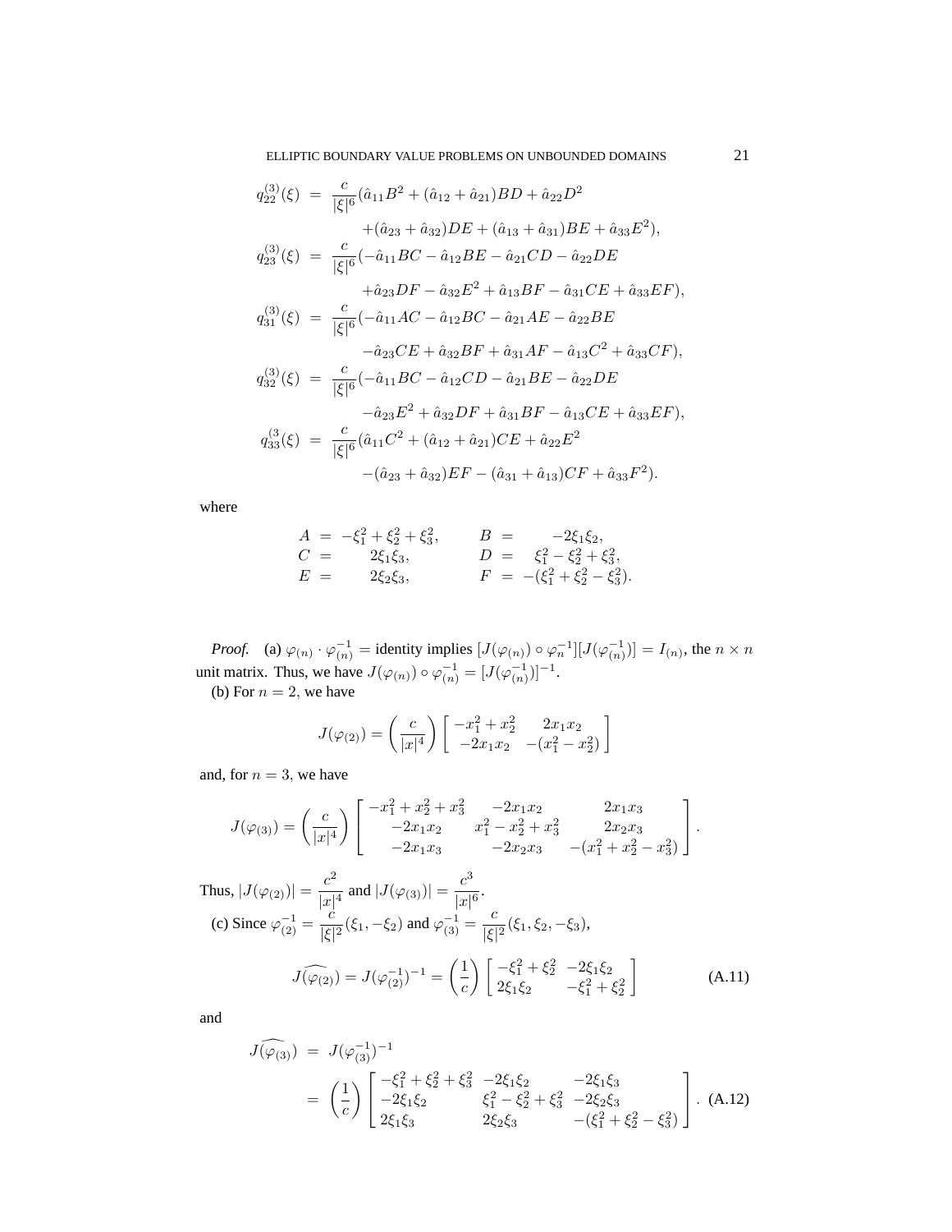$$
\begin{aligned}
q_{22}^{(3)}(\xi) &= \frac{c}{|\xi|^6}(\hat{a}_{11}B^2 + (\hat{a}_{12}+\hat{a}_{21})BD + \hat{a}_{22}D^2 \\
&\quad + (\hat{a}_{23}+\hat{a}_{32})DE + (\hat{a}_{13}+\hat{a}_{31})BE + \hat{a}_{33}E^2), \\
q_{23}^{(3)}(\xi) &= \frac{c}{|\xi|^6}(-\hat{a}_{11}BC - \hat{a}_{12}BE - \hat{a}_{21}CD - \hat{a}_{22}DE \\
&\quad + \hat{a}_{23}DF - \hat{a}_{32}E^2 + \hat{a}_{13}BF - \hat{a}_{31}CE + \hat{a}_{33}EF), \\
q_{31}^{(3)}(\xi) &= \frac{c}{|\xi|^6}(-\hat{a}_{11}AC - \hat{a}_{12}BC - \hat{a}_{21}AE - \hat{a}_{22}BE \\
&\quad - \hat{a}_{23}CE + \hat{a}_{32}BF + \hat{a}_{31}AF - \hat{a}_{13}C^2 + \hat{a}_{33}CF), \\
q_{32}^{(3)}(\xi) &= \frac{c}{|\xi|^6}(-\hat{a}_{11}BC - \hat{a}_{12}CD - \hat{a}_{21}BE - \hat{a}_{22}DE \\
&\quad - \hat{a}_{23}E^2 + \hat{a}_{32}DF + \hat{a}_{31}BF - \hat{a}_{13}CE + \hat{a}_{33}EF), \\
q_{33}^{(3}(\xi) &= \frac{c}{|\xi|^6}(\hat{a}_{11}C^2 + (\hat{a}_{12}+\hat{a}_{21})CE + \hat{a}_{22}E^2 \\
&\quad - (\hat{a}_{23}+\hat{a}_{32})EF - (\hat{a}_{31}+\hat{a}_{13})CF + \hat{a}_{33}F^2).
\end{aligned}
$$

where

$$
\begin{array}{llll}
A = -\xi_1^2+\xi_2^2+\xi_3^2, & B = -2\xi_1\xi_2, \\
C = 2\xi_1\xi_3, & D = \xi_1^2-\xi_2^2+\xi_3^2, \\
E = 2\xi_2\xi_3, & F = -(\xi_1^2+\xi_2^2-\xi_3^2).
\end{array}
$$

*Proof.* (a) $\varphi_{(n)} \cdot \varphi_{(n)}^{-1} =$ identity implies $[J(\varphi_{(n)}) \circ \varphi_n^{-1}][J(\varphi_{(n)}^{-1})] = I_{(n)}$, the $n \times n$ unit matrix. Thus, we have $J(\varphi_{(n)}) \circ \varphi_{(n)}^{-1} = [J(\varphi_{(n)}^{-1})]^{-1}$.

(b) For $n = 2$, we have

$$
J(\varphi_{(2)}) = \left(\frac{c}{|x|^4}\right)\begin{bmatrix} -x_1^2+x_2^2 & 2x_1x_2 \\ -2x_1x_2 & -(x_1^2-x_2^2) \end{bmatrix}
$$

and, for $n = 3$, we have

$$
J(\varphi_{(3)}) = \left(\frac{c}{|x|^4}\right)\begin{bmatrix} -x_1^2+x_2^2+x_3^2 & -2x_1x_2 & 2x_1x_3 \\ -2x_1x_2 & x_1^2-x_2^2+x_3^2 & 2x_2x_3 \\ -2x_1x_3 & -2x_2x_3 & -(x_1^2+x_2^2-x_3^2) \end{bmatrix}.
$$

Thus, $|J(\varphi_{(2)})| = \dfrac{c^2}{|x|^4}$ and $|J(\varphi_{(3)})| = \dfrac{c^3}{|x|^6}$.

(c) Since $\varphi_{(2)}^{-1} = \dfrac{c}{|\xi|^2}(\xi_1, -\xi_2)$ and $\varphi_{(3)}^{-1} = \dfrac{c}{|\xi|^2}(\xi_1, \xi_2, -\xi_3)$,

$$
J(\widehat{\varphi_{(2)}}) = J(\varphi_{(2)}^{-1})^{-1} = \left(\frac{1}{c}\right)\begin{bmatrix} -\xi_1^2+\xi_2^2 & -2\xi_1\xi_2 \\ 2\xi_1\xi_2 & -\xi_1^2+\xi_2^2 \end{bmatrix} \tag{A.11}
$$

and

$$
\begin{aligned}
J(\widehat{\varphi_{(3)}}) &= J(\varphi_{(3)}^{-1})^{-1} \\
&= \left(\frac{1}{c}\right)\begin{bmatrix} -\xi_1^2+\xi_2^2+\xi_3^2 & -2\xi_1\xi_2 & -2\xi_1\xi_3 \\ -2\xi_1\xi_2 & \xi_1^2-\xi_2^2+\xi_3^2 & -2\xi_2\xi_3 \\ 2\xi_1\xi_3 & 2\xi_2\xi_3 & -(\xi_1^2+\xi_2^2-\xi_3^2) \end{bmatrix}.
\end{aligned} \tag{A.12}
$$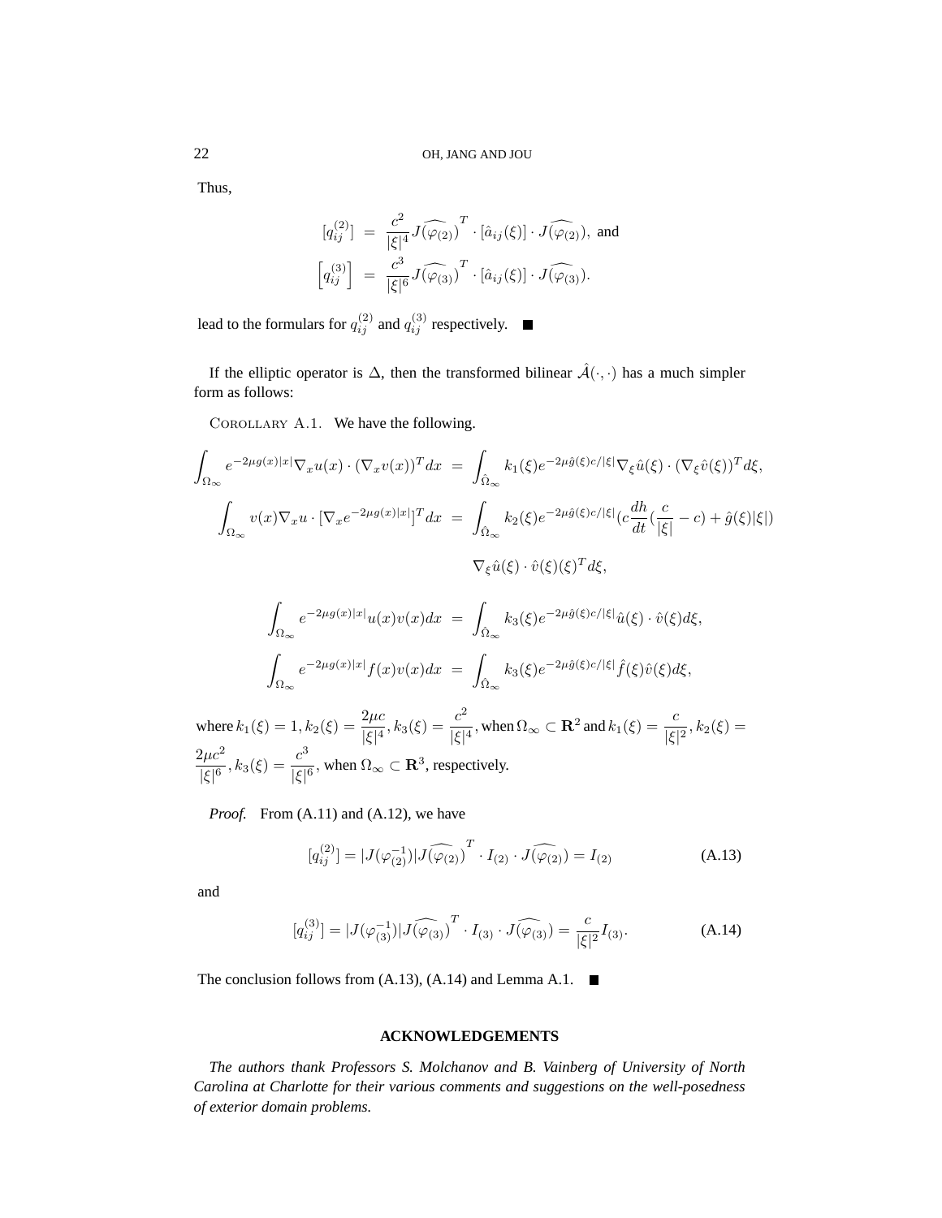Thus,

$$
\begin{aligned}
[q_{ij}^{(2)}] &= \frac{c^2}{|\xi|^4} \widehat{J(\varphi_{(2)})}^T \cdot [\hat{a}_{ij}(\xi)] \cdot \widehat{J(\varphi_{(2)})}, \text{ and} \\
\left[q_{ij}^{(3)}\right] &= \frac{c^3}{|\xi|^6} \widehat{J(\varphi_{(3)})}^T \cdot [\hat{a}_{ij}(\xi)] \cdot \widehat{J(\varphi_{(3)})}.
\end{aligned}
$$

lead to the formulars for $q_{ij}^{(2)}$ and $q_{ij}^{(3)}$ respectively. ■

If the elliptic operator is $\Delta$, then the transformed bilinear $\hat{\mathcal{A}}(\cdot,\cdot)$ has a much simpler form as follows:

COROLLARY A.1. We have the following.

$$
\begin{aligned}
\int_{\Omega_\infty} e^{-2\mu g(x)|x|} \nabla_x u(x) \cdot (\nabla_x v(x))^T dx &= \int_{\hat{\Omega}_\infty} k_1(\xi) e^{-2\mu \hat{g}(\xi) c/|\xi|} \nabla_\xi \hat{u}(\xi) \cdot (\nabla_\xi \hat{v}(\xi))^T d\xi, \\
\int_{\Omega_\infty} v(x) \nabla_x u \cdot [\nabla_x e^{-2\mu g(x)|x|}]^T dx &= \int_{\hat{\Omega}_\infty} k_2(\xi) e^{-2\mu \hat{g}(\xi) c/|\xi|} \Big(c \frac{dh}{dt}\big(\frac{c}{|\xi|} - c\big) + \hat{g}(\xi)|\xi|\Big) \\
&\qquad \nabla_\xi \hat{u}(\xi) \cdot \hat{v}(\xi)(\xi)^T d\xi, \\
\int_{\Omega_\infty} e^{-2\mu g(x)|x|} u(x) v(x) dx &= \int_{\hat{\Omega}_\infty} k_3(\xi) e^{-2\mu \hat{g}(\xi) c/|\xi|} \hat{u}(\xi) \cdot \hat{v}(\xi) d\xi, \\
\int_{\Omega_\infty} e^{-2\mu g(x)|x|} f(x) v(x) dx &= \int_{\hat{\Omega}_\infty} k_3(\xi) e^{-2\mu \hat{g}(\xi) c/|\xi|} \hat{f}(\xi) \hat{v}(\xi) d\xi,
\end{aligned}
$$

where $k_1(\xi) = 1, k_2(\xi) = \dfrac{2\mu c}{|\xi|^4}, k_3(\xi) = \dfrac{c^2}{|\xi|^4}$, when $\Omega_\infty \subset \mathbf{R}^2$ and $k_1(\xi) = \dfrac{c}{|\xi|^2}, k_2(\xi) = \dfrac{2\mu c^2}{|\xi|^6}, k_3(\xi) = \dfrac{c^3}{|\xi|^6}$, when $\Omega_\infty \subset \mathbf{R}^3$, respectively.

*Proof.* From (A.11) and (A.12), we have

$$
[q_{ij}^{(2)}] = |J(\varphi_{(2)}^{-1})| \widehat{J(\varphi_{(2)})}^T \cdot I_{(2)} \cdot \widehat{J(\varphi_{(2)})} = I_{(2)} \tag{A.13}
$$

and

$$
[q_{ij}^{(3)}] = |J(\varphi_{(3)}^{-1})| \widehat{J(\varphi_{(3)})}^T \cdot I_{(3)} \cdot \widehat{J(\varphi_{(3)})} = \frac{c}{|\xi|^2} I_{(3)}. \tag{A.14}
$$

The conclusion follows from (A.13), (A.14) and Lemma A.1. ■

## ACKNOWLEDGEMENTS

*The authors thank Professors S. Molchanov and B. Vainberg of University of North Carolina at Charlotte for their various comments and suggestions on the well-posedness of exterior domain problems.*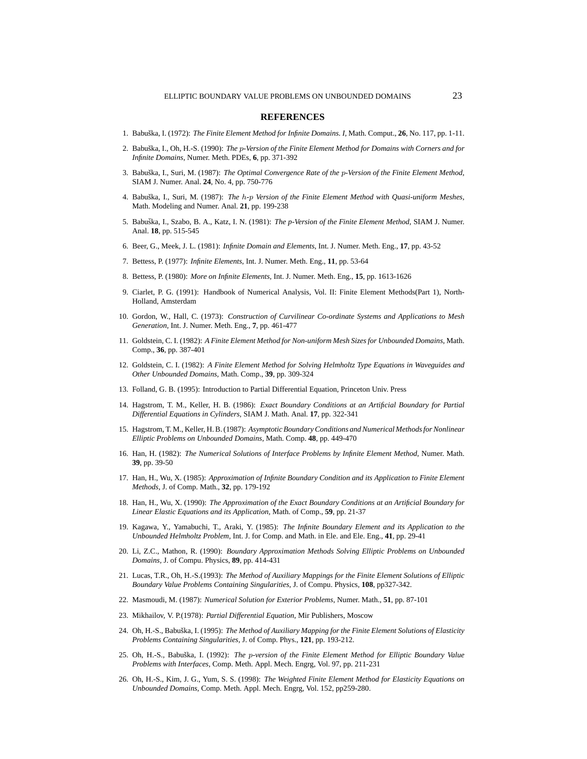## REFERENCES

1. Babuška, I. (1972): *The Finite Element Method for Infinite Domains. I*, Math. Comput., **26**, No. 117, pp. 1-11.
2. Babuška, I., Oh, H.-S. (1990): *The $p$-Version of the Finite Element Method for Domains with Corners and for Infinite Domains*, Numer. Meth. PDEs, **6**, pp. 371-392
3. Babuška, I., Suri, M. (1987): *The Optimal Convergence Rate of the $p$-Version of the Finite Element Method*, SIAM J. Numer. Anal. **24**, No. 4, pp. 750-776
4. Babuška, I., Suri, M. (1987): *The $h$-$p$ Version of the Finite Element Method with Quasi-uniform Meshes*, Math. Modeling and Numer. Anal. **21**, pp. 199-238
5. Babuška, I., Szabo, B. A., Katz, I. N. (1981): *The p-Version of the Finite Element Method*, SIAM J. Numer. Anal. **18**, pp. 515-545
6. Beer, G., Meek, J. L. (1981): *Infinite Domain and Elements*, Int. J. Numer. Meth. Eng., **17**, pp. 43-52
7. Bettess, P. (1977): *Infinite Elements*, Int. J. Numer. Meth. Eng., **11**, pp. 53-64
8. Bettess, P. (1980): *More on Infinite Elements*, Int. J. Numer. Meth. Eng., **15**, pp. 1613-1626
9. Ciarlet, P. G. (1991): Handbook of Numerical Analysis, Vol. II: Finite Element Methods(Part 1), North-Holland, Amsterdam
10. Gordon, W., Hall, C. (1973): *Construction of Curvilinear Co-ordinate Systems and Applications to Mesh Generation*, Int. J. Numer. Meth. Eng., **7**, pp. 461-477
11. Goldstein, C. I. (1982): *A Finite Element Method for Non-uniform Mesh Sizes for Unbounded Domains*, Math. Comp., **36**, pp. 387-401
12. Goldstein, C. I. (1982): *A Finite Element Method for Solving Helmholtz Type Equations in Waveguides and Other Unbounded Domains*, Math. Comp., **39**, pp. 309-324
13. Folland, G. B. (1995): Introduction to Partial Differential Equation, Princeton Univ. Press
14. Hagstrom, T. M., Keller, H. B. (1986): *Exact Boundary Conditions at an Artificial Boundary for Partial Differential Equations in Cylinders*, SIAM J. Math. Anal. **17**, pp. 322-341
15. Hagstrom, T. M., Keller, H. B. (1987): *Asymptotic Boundary Conditions and Numerical Methods for Nonlinear Elliptic Problems on Unbounded Domains*, Math. Comp. **48**, pp. 449-470
16. Han, H. (1982): *The Numerical Solutions of Interface Problems by Infinite Element Method*, Numer. Math. **39**, pp. 39-50
17. Han, H., Wu, X. (1985): *Approximation of Infinite Boundary Condition and its Application to Finite Element Methods*, J. of Comp. Math., **32**, pp. 179-192
18. Han, H., Wu, X. (1990): *The Approximation of the Exact Boundary Conditions at an Artificial Boundary for Linear Elastic Equations and its Application*, Math. of Comp., **59**, pp. 21-37
19. Kagawa, Y., Yamabuchi, T., Araki, Y. (1985): *The Infinite Boundary Element and its Application to the Unbounded Helmholtz Problem*, Int. J. for Comp. and Math. in Ele. and Ele. Eng., **41**, pp. 29-41
20. Li, Z.C., Mathon, R. (1990): *Boundary Approximation Methods Solving Elliptic Problems on Unbounded Domains*, J. of Compu. Physics, **89**, pp. 414-431
21. Lucas, T.R., Oh, H.-S.(1993): *The Method of Auxiliary Mappings for the Finite Element Solutions of Elliptic Boundary Value Problems Containing Singularities*, J. of Compu. Physics, **108**, pp327-342.
22. Masmoudi, M. (1987): *Numerical Solution for Exterior Problems*, Numer. Math., **51**, pp. 87-101
23. Mikhailov, V. P.(1978): *Partial Differential Equation*, Mir Publishers, Moscow
24. Oh, H.-S., Babuška, I. (1995): *The Method of Auxiliary Mapping for the Finite Element Solutions of Elasticity Problems Containing Singularities*, J. of Comp. Phys., **121**, pp. 193-212.
25. Oh, H.-S., Babuška, I. (1992): *The $p$-version of the Finite Element Method for Elliptic Boundary Value Problems with Interfaces*, Comp. Meth. Appl. Mech. Engrg, Vol. 97, pp. 211-231
26. Oh, H.-S., Kim, J. G., Yum, S. S. (1998): *The Weighted Finite Element Method for Elasticity Equations on Unbounded Domains*, Comp. Meth. Appl. Mech. Engrg, Vol. 152, pp259-280.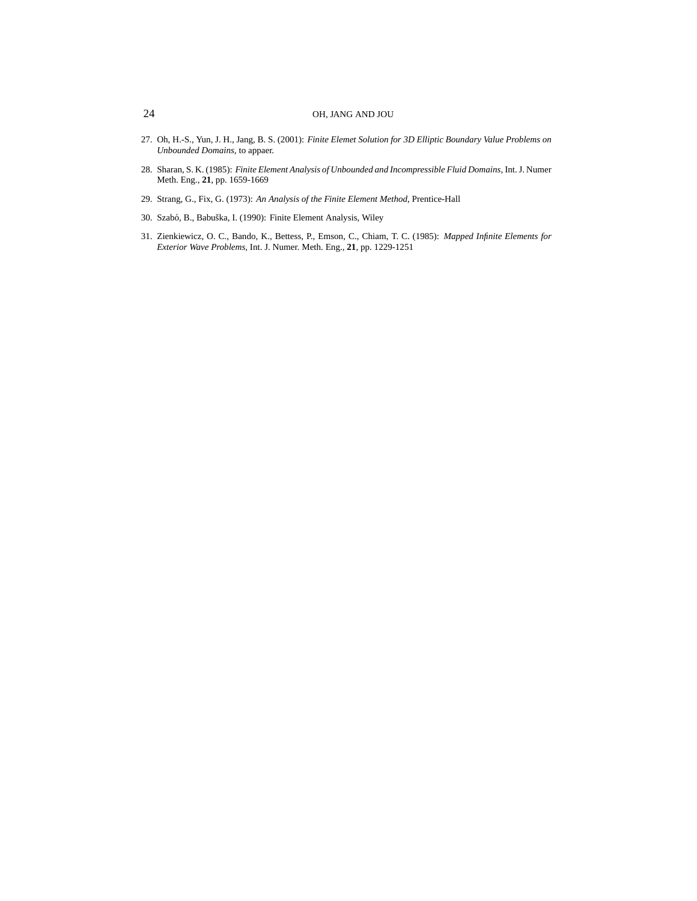27. Oh, H.-S., Yun, J. H., Jang, B. S. (2001): *Finite Elemet Solution for 3D Elliptic Boundary Value Problems on Unbounded Domains,* to appaer.

28. Sharan, S. K. (1985): *Finite Element Analysis of Unbounded and Incompressible Fluid Domains*, Int. J. Numer Meth. Eng., **21**, pp. 1659-1669

29. Strang, G., Fix, G. (1973): *An Analysis of the Finite Element Method*, Prentice-Hall

30. Szabó, B., Babuška, I. (1990): Finite Element Analysis, Wiley

31. Zienkiewicz, O. C., Bando, K., Bettess, P., Emson, C., Chiam, T. C. (1985): *Mapped Infinite Elements for Exterior Wave Problems,* Int. J. Numer. Meth. Eng., **21**, pp. 1229-1251